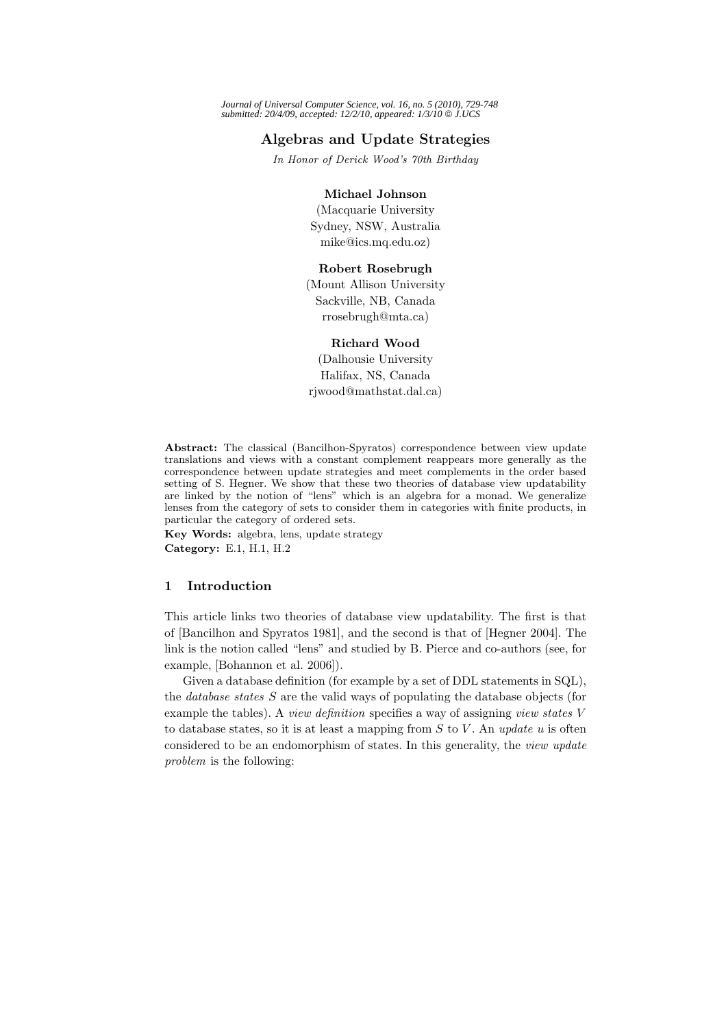# Algebras and Update Strategies

*In Honor of Derick Wood's 70th Birthday*

**Michael Johnson**
(Macquarie University
Sydney, NSW, Australia
mike@ics.mq.edu.oz)

**Robert Rosebrugh**
(Mount Allison University
Sackville, NB, Canada
rrosebrugh@mta.ca)

**Richard Wood**
(Dalhousie University
Halifax, NS, Canada
rjwood@mathstat.dal.ca)

**Abstract:** The classical (Bancilhon-Spyratos) correspondence between view update translations and views with a constant complement reappears more generally as the correspondence between update strategies and meet complements in the order based setting of S. Hegner. We show that these two theories of database view updatability are linked by the notion of "lens" which is an algebra for a monad. We generalize lenses from the category of sets to consider them in categories with finite products, in particular the category of ordered sets.

**Key Words:** algebra, lens, update strategy

**Category:** E.1, H.1, H.2

## 1 Introduction

This article links two theories of database view updatability. The first is that of [Bancilhon and Spyratos 1981], and the second is that of [Hegner 2004]. The link is the notion called "lens" and studied by B. Pierce and co-authors (see, for example, [Bohannon et al. 2006]).

Given a database definition (for example by a set of DDL statements in SQL), the *database states* $S$ are the valid ways of populating the database objects (for example the tables). A *view definition* specifies a way of assigning *view states* $V$ to database states, so it is at least a mapping from $S$ to $V$. An *update* $u$ is often considered to be an endomorphism of states. In this generality, the *view update problem* is the following: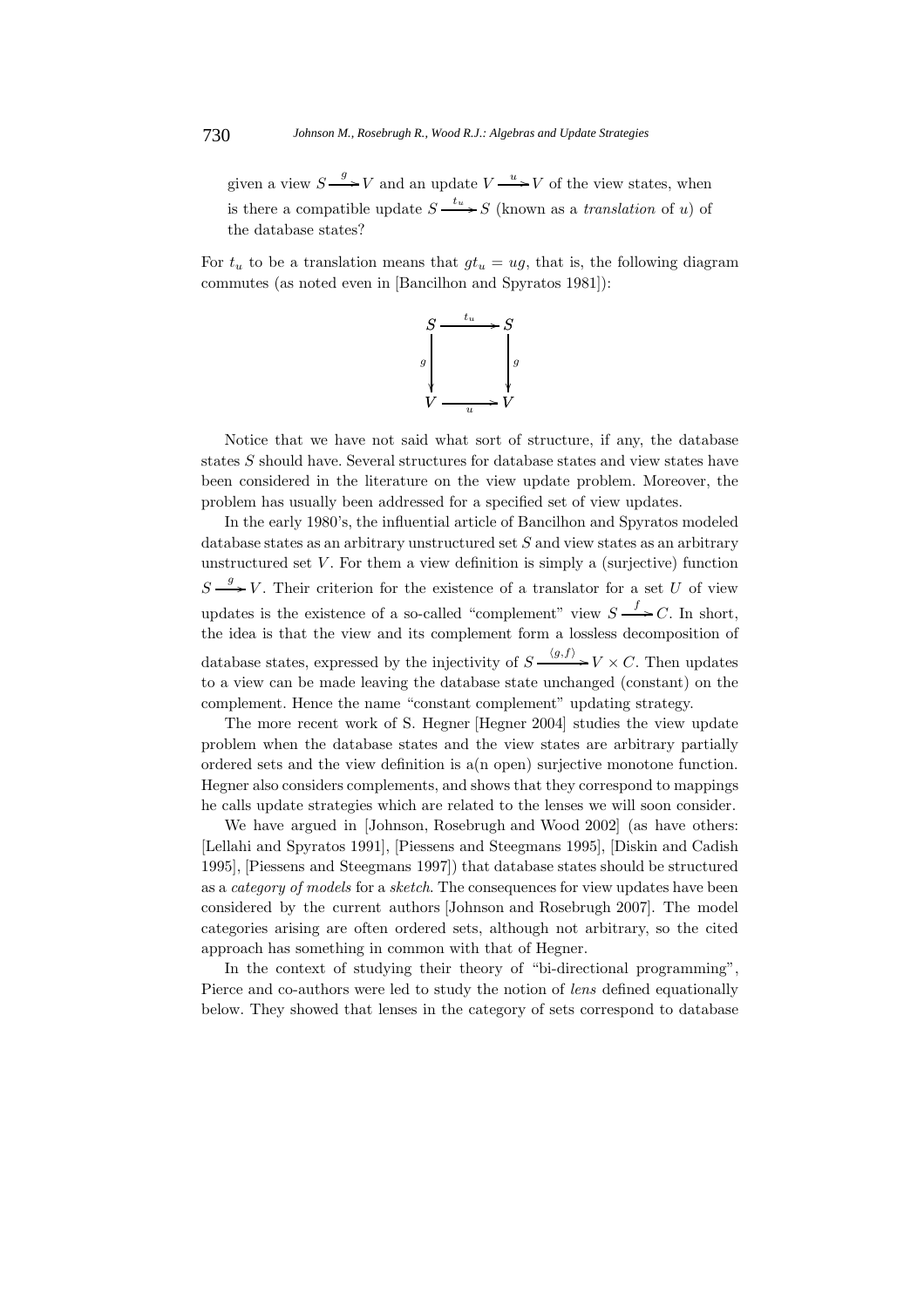given a view $S \xrightarrow{g} V$ and an update $V \xrightarrow{u} V$ of the view states, when is there a compatible update $S \xrightarrow{t_u} S$ (known as a *translation* of $u$) of the database states?

For $t_u$ to be a translation means that $gt_u = ug$, that is, the following diagram commutes (as noted even in [Bancilhon and Spyratos 1981]):

$$\begin{array}{ccc} S & \xrightarrow{t_u} & S \\ {\scriptstyle g}\downarrow & & \downarrow{\scriptstyle g} \\ V & \xrightarrow[u]{} & V \end{array}$$

Notice that we have not said what sort of structure, if any, the database states $S$ should have. Several structures for database states and view states have been considered in the literature on the view update problem. Moreover, the problem has usually been addressed for a specified set of view updates.

In the early 1980's, the influential article of Bancilhon and Spyratos modeled database states as an arbitrary unstructured set $S$ and view states as an arbitrary unstructured set $V$. For them a view definition is simply a (surjective) function $S \xrightarrow{g} V$. Their criterion for the existence of a translator for a set $U$ of view updates is the existence of a so-called "complement" view $S \xrightarrow{f} C$. In short, the idea is that the view and its complement form a lossless decomposition of database states, expressed by the injectivity of $S \xrightarrow{\langle g,f \rangle} V \times C$. Then updates to a view can be made leaving the database state unchanged (constant) on the complement. Hence the name "constant complement" updating strategy.

The more recent work of S. Hegner [Hegner 2004] studies the view update problem when the database states and the view states are arbitrary partially ordered sets and the view definition is a(n open) surjective monotone function. Hegner also considers complements, and shows that they correspond to mappings he calls update strategies which are related to the lenses we will soon consider.

We have argued in [Johnson, Rosebrugh and Wood 2002] (as have others: [Lellahi and Spyratos 1991], [Piessens and Steegmans 1995], [Diskin and Cadish 1995], [Piessens and Steegmans 1997]) that database states should be structured as a *category of models* for a *sketch*. The consequences for view updates have been considered by the current authors [Johnson and Rosebrugh 2007]. The model categories arising are often ordered sets, although not arbitrary, so the cited approach has something in common with that of Hegner.

In the context of studying their theory of "bi-directional programming", Pierce and co-authors were led to study the notion of *lens* defined equationally below. They showed that lenses in the category of sets correspond to database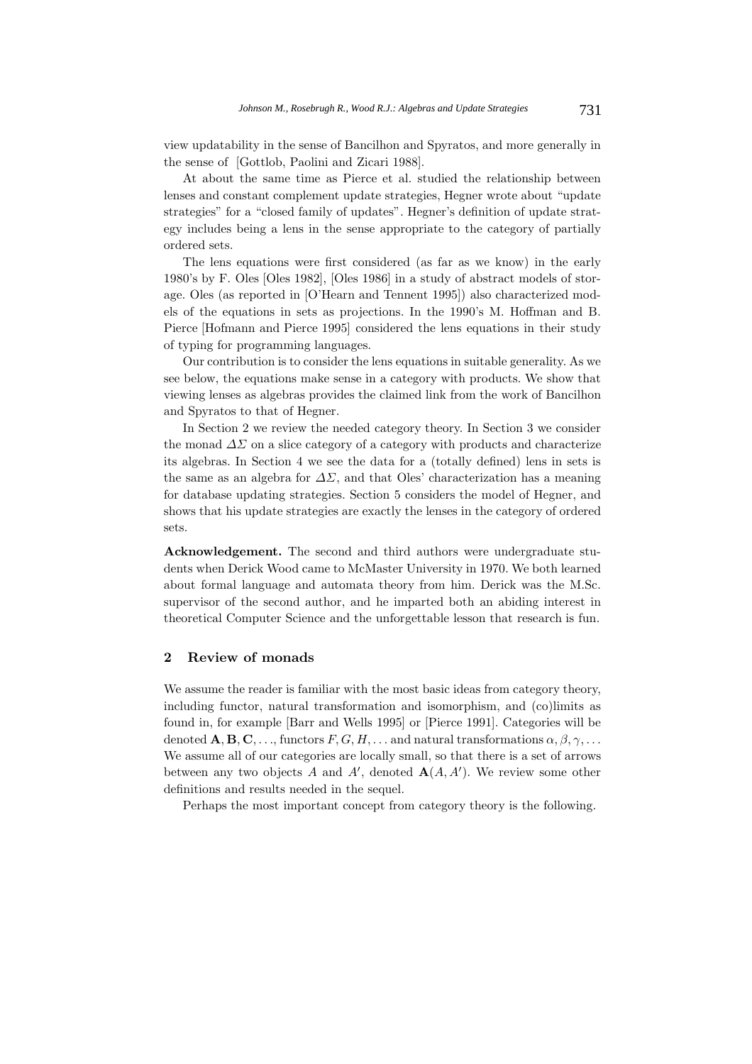view updatability in the sense of Bancilhon and Spyratos, and more generally in the sense of [Gottlob, Paolini and Zicari 1988].

At about the same time as Pierce et al. studied the relationship between lenses and constant complement update strategies, Hegner wrote about "update strategies" for a "closed family of updates". Hegner's definition of update strategy includes being a lens in the sense appropriate to the category of partially ordered sets.

The lens equations were first considered (as far as we know) in the early 1980's by F. Oles [Oles 1982], [Oles 1986] in a study of abstract models of storage. Oles (as reported in [O'Hearn and Tennent 1995]) also characterized models of the equations in sets as projections. In the 1990's M. Hoffman and B. Pierce [Hofmann and Pierce 1995] considered the lens equations in their study of typing for programming languages.

Our contribution is to consider the lens equations in suitable generality. As we see below, the equations make sense in a category with products. We show that viewing lenses as algebras provides the claimed link from the work of Bancilhon and Spyratos to that of Hegner.

In Section 2 we review the needed category theory. In Section 3 we consider the monad $\Delta\Sigma$ on a slice category of a category with products and characterize its algebras. In Section 4 we see the data for a (totally defined) lens in sets is the same as an algebra for $\Delta\Sigma$, and that Oles' characterization has a meaning for database updating strategies. Section 5 considers the model of Hegner, and shows that his update strategies are exactly the lenses in the category of ordered sets.

**Acknowledgement.** The second and third authors were undergraduate students when Derick Wood came to McMaster University in 1970. We both learned about formal language and automata theory from him. Derick was the M.Sc. supervisor of the second author, and he imparted both an abiding interest in theoretical Computer Science and the unforgettable lesson that research is fun.

## 2 Review of monads

We assume the reader is familiar with the most basic ideas from category theory, including functor, natural transformation and isomorphism, and (co)limits as found in, for example [Barr and Wells 1995] or [Pierce 1991]. Categories will be denoted $\mathbf{A}, \mathbf{B}, \mathbf{C}, \ldots$, functors $F, G, H, \ldots$ and natural transformations $\alpha, \beta, \gamma, \ldots$ We assume all of our categories are locally small, so that there is a set of arrows between any two objects $A$ and $A'$, denoted $\mathbf{A}(A, A')$. We review some other definitions and results needed in the sequel.

Perhaps the most important concept from category theory is the following.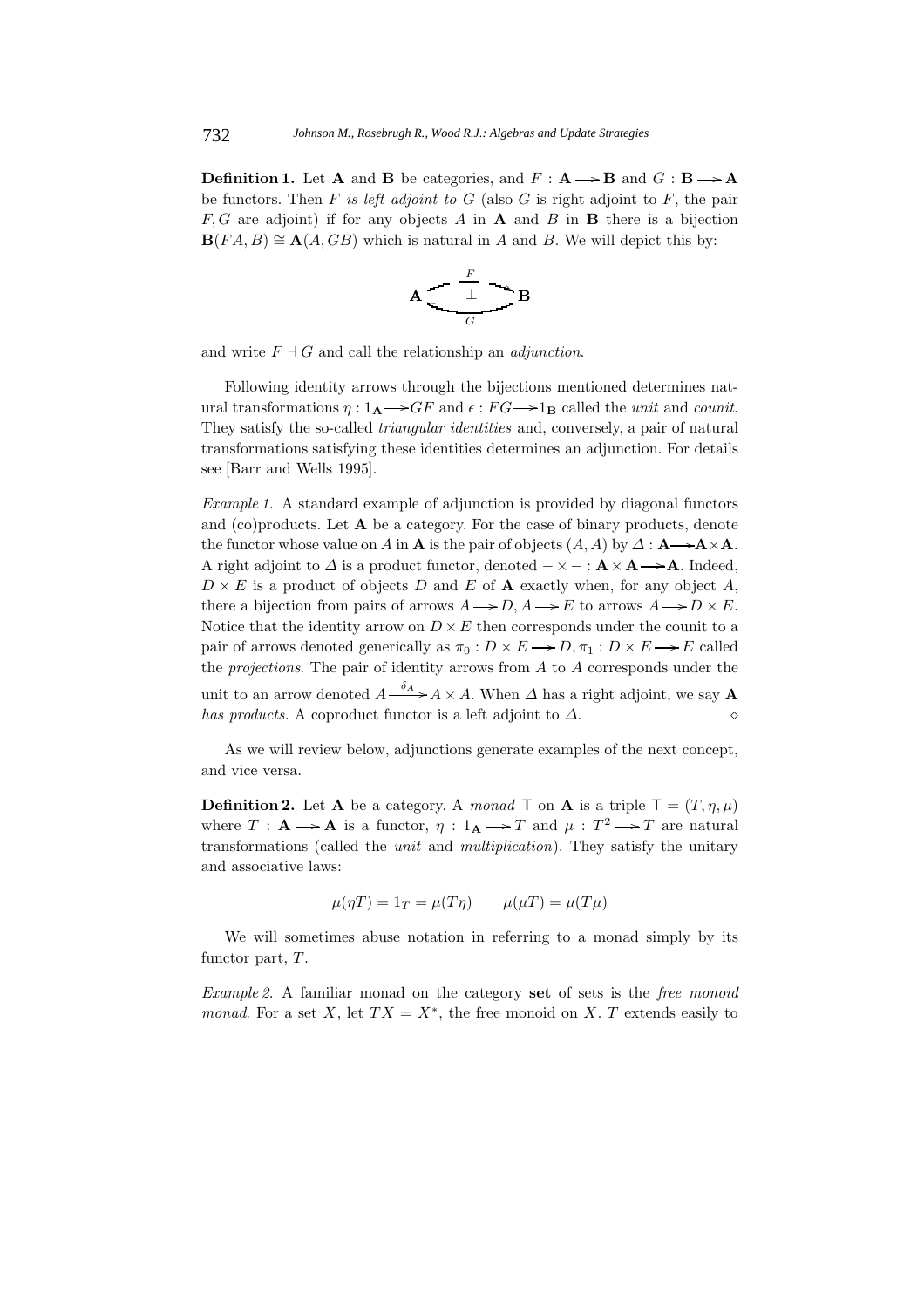**Definition 1.** Let $\mathbf{A}$ and $\mathbf{B}$ be categories, and $F : \mathbf{A} \longrightarrow \mathbf{B}$ and $G : \mathbf{B} \longrightarrow \mathbf{A}$ be functors. Then $F$ *is left adjoint to* $G$ (also $G$ is right adjoint to $F$, the pair $F, G$ are adjoint) if for any objects $A$ in $\mathbf{A}$ and $B$ in $\mathbf{B}$ there is a bijection $\mathbf{B}(FA, B) \cong \mathbf{A}(A, GB)$ which is natural in $A$ and $B$. We will depict this by:

$$\mathbf{A} \underset{G}{\overset{F}{\rightleftarrows}} \mathbf{B} \quad (\bot)$$

and write $F \dashv G$ and call the relationship an *adjunction*.

Following identity arrows through the bijections mentioned determines natural transformations $\eta : 1_{\mathbf{A}} \longrightarrow GF$ and $\epsilon : FG \longrightarrow 1_{\mathbf{B}}$ called the *unit* and *counit*. They satisfy the so-called *triangular identities* and, conversely, a pair of natural transformations satisfying these identities determines an adjunction. For details see [Barr and Wells 1995].

*Example 1.* A standard example of adjunction is provided by diagonal functors and (co)products. Let $\mathbf{A}$ be a category. For the case of binary products, denote the functor whose value on $A$ in $\mathbf{A}$ is the pair of objects $(A, A)$ by $\Delta : \mathbf{A} \longrightarrow \mathbf{A} \times \mathbf{A}$. A right adjoint to $\Delta$ is a product functor, denoted $- \times - : \mathbf{A} \times \mathbf{A} \longrightarrow \mathbf{A}$. Indeed, $D \times E$ is a product of objects $D$ and $E$ of $\mathbf{A}$ exactly when, for any object $A$, there a bijection from pairs of arrows $A \longrightarrow D, A \longrightarrow E$ to arrows $A \longrightarrow D \times E$. Notice that the identity arrow on $D \times E$ then corresponds under the counit to a pair of arrows denoted generically as $\pi_0 : D \times E \longrightarrow D, \pi_1 : D \times E \longrightarrow E$ called the *projections*. The pair of identity arrows from $A$ to $A$ corresponds under the unit to an arrow denoted $A \xrightarrow{\delta_A} A \times A$. When $\Delta$ has a right adjoint, we say $\mathbf{A}$ *has products*. A coproduct functor is a left adjoint to $\Delta$. $\diamond$

As we will review below, adjunctions generate examples of the next concept, and vice versa.

**Definition 2.** Let $\mathbf{A}$ be a category. A *monad* $\mathsf{T}$ on $\mathbf{A}$ is a triple $\mathsf{T} = (T, \eta, \mu)$ where $T : \mathbf{A} \longrightarrow \mathbf{A}$ is a functor, $\eta : 1_{\mathbf{A}} \longrightarrow T$ and $\mu : T^2 \longrightarrow T$ are natural transformations (called the *unit* and *multiplication*). They satisfy the unitary and associative laws:

$$\mu(\eta T) = 1_T = \mu(T\eta) \qquad \mu(\mu T) = \mu(T\mu)$$

We will sometimes abuse notation in referring to a monad simply by its functor part, $T$.

*Example 2.* A familiar monad on the category **set** of sets is the *free monoid monad*. For a set $X$, let $TX = X^*$, the free monoid on $X$. $T$ extends easily to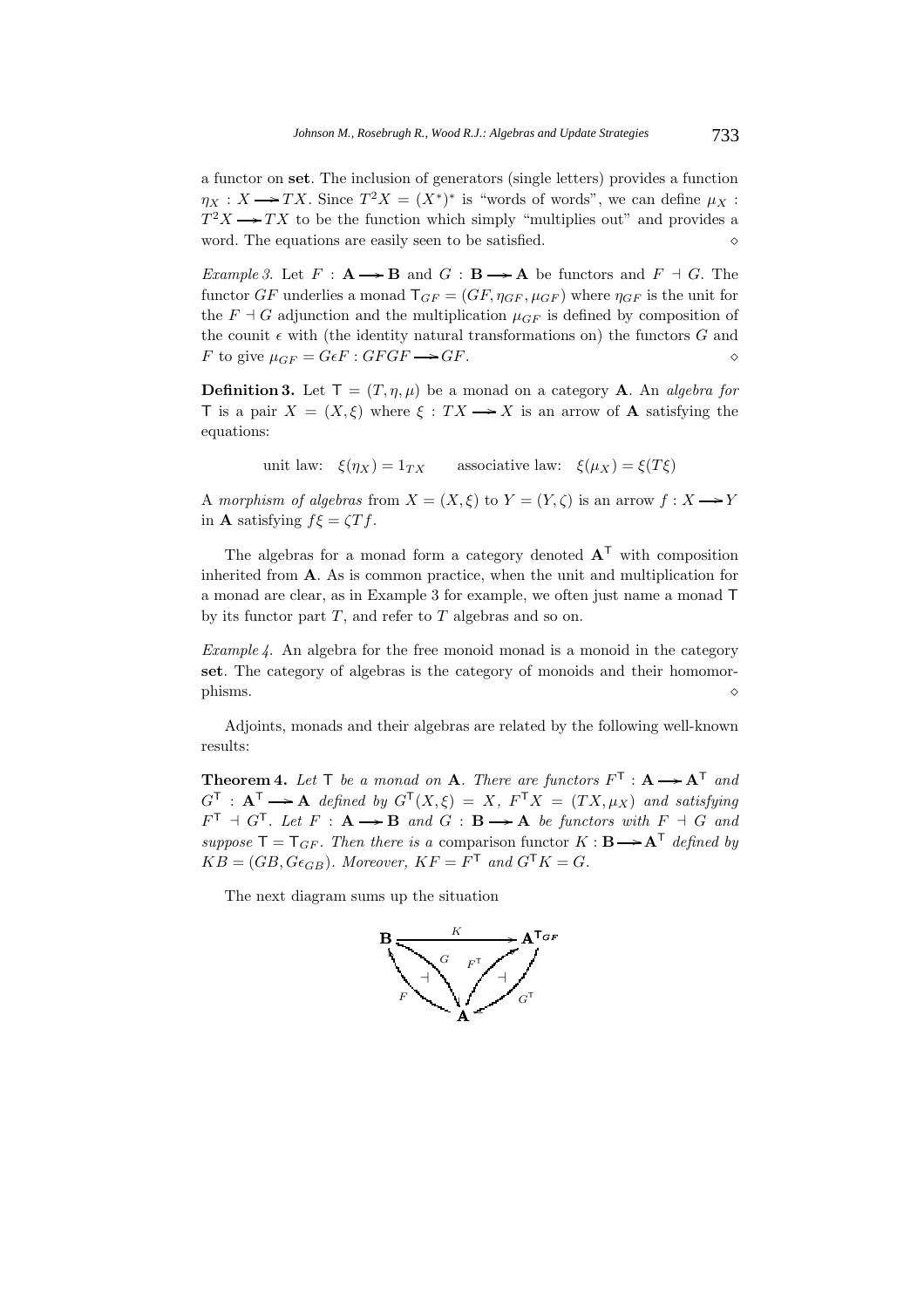a functor on **set**. The inclusion of generators (single letters) provides a function $\eta_X : X \longrightarrow TX$. Since $T^2X = (X^*)^*$ is "words of words", we can define $\mu_X : T^2X \longrightarrow TX$ to be the function which simply "multiplies out" and provides a word. The equations are easily seen to be satisfied. $\diamond$

*Example 3.* Let $F : \mathbf{A} \longrightarrow \mathbf{B}$ and $G : \mathbf{B} \longrightarrow \mathbf{A}$ be functors and $F \dashv G$. The functor $GF$ underlies a monad $\mathsf{T}_{GF} = (GF, \eta_{GF}, \mu_{GF})$ where $\eta_{GF}$ is the unit for the $F \dashv G$ adjunction and the multiplication $\mu_{GF}$ is defined by composition of the counit $\epsilon$ with (the identity natural transformations on) the functors $G$ and $F$ to give $\mu_{GF} = G\epsilon F : GFGF \longrightarrow GF$. $\diamond$

**Definition 3.** Let $\mathsf{T} = (T, \eta, \mu)$ be a monad on a category $\mathbf{A}$. An *algebra for* $\mathsf{T}$ is a pair $X = (X, \xi)$ where $\xi : TX \longrightarrow X$ is an arrow of $\mathbf{A}$ satisfying the equations:

$$\text{unit law:} \quad \xi(\eta_X) = 1_{TX} \qquad \text{associative law:} \quad \xi(\mu_X) = \xi(T\xi)$$

A *morphism of algebras* from $X = (X, \xi)$ to $Y = (Y, \zeta)$ is an arrow $f : X \longrightarrow Y$ in $\mathbf{A}$ satisfying $f\xi = \zeta Tf$.

The algebras for a monad form a category denoted $\mathbf{A}^{\mathsf{T}}$ with composition inherited from $\mathbf{A}$. As is common practice, when the unit and multiplication for a monad are clear, as in Example 3 for example, we often just name a monad $\mathsf{T}$ by its functor part $T$, and refer to $T$ algebras and so on.

*Example 4.* An algebra for the free monoid monad is a monoid in the category **set**. The category of algebras is the category of monoids and their homomorphisms. $\diamond$

Adjoints, monads and their algebras are related by the following well-known results:

**Theorem 4.** *Let $\mathsf{T}$ be a monad on $\mathbf{A}$. There are functors $F^{\mathsf{T}} : \mathbf{A} \longrightarrow \mathbf{A}^{\mathsf{T}}$ and $G^{\mathsf{T}} : \mathbf{A}^{\mathsf{T}} \longrightarrow \mathbf{A}$ defined by $G^{\mathsf{T}}(X, \xi) = X$, $F^{\mathsf{T}}X = (TX, \mu_X)$ and satisfying $F^{\mathsf{T}} \dashv G^{\mathsf{T}}$. Let $F : \mathbf{A} \longrightarrow \mathbf{B}$ and $G : \mathbf{B} \longrightarrow \mathbf{A}$ be functors with $F \dashv G$ and suppose $\mathsf{T} = \mathsf{T}_{GF}$. Then there is a* comparison functor *$K : \mathbf{B} \longrightarrow \mathbf{A}^{\mathsf{T}}$ defined by $KB = (GB, G\epsilon_{GB})$. Moreover, $KF = F^{\mathsf{T}}$ and $G^{\mathsf{T}}K = G$.*

The next diagram sums up the situation

$$\begin{array}{ccc} \mathbf{B} & \xrightarrow{K} & \mathbf{A}^{\mathsf{T}_{GF}} \\ & F \nwarrow \searrow G \quad F^{\mathsf{T}} \nearrow \swarrow G^{\mathsf{T}} & \\ & \mathbf{A} & \end{array}$$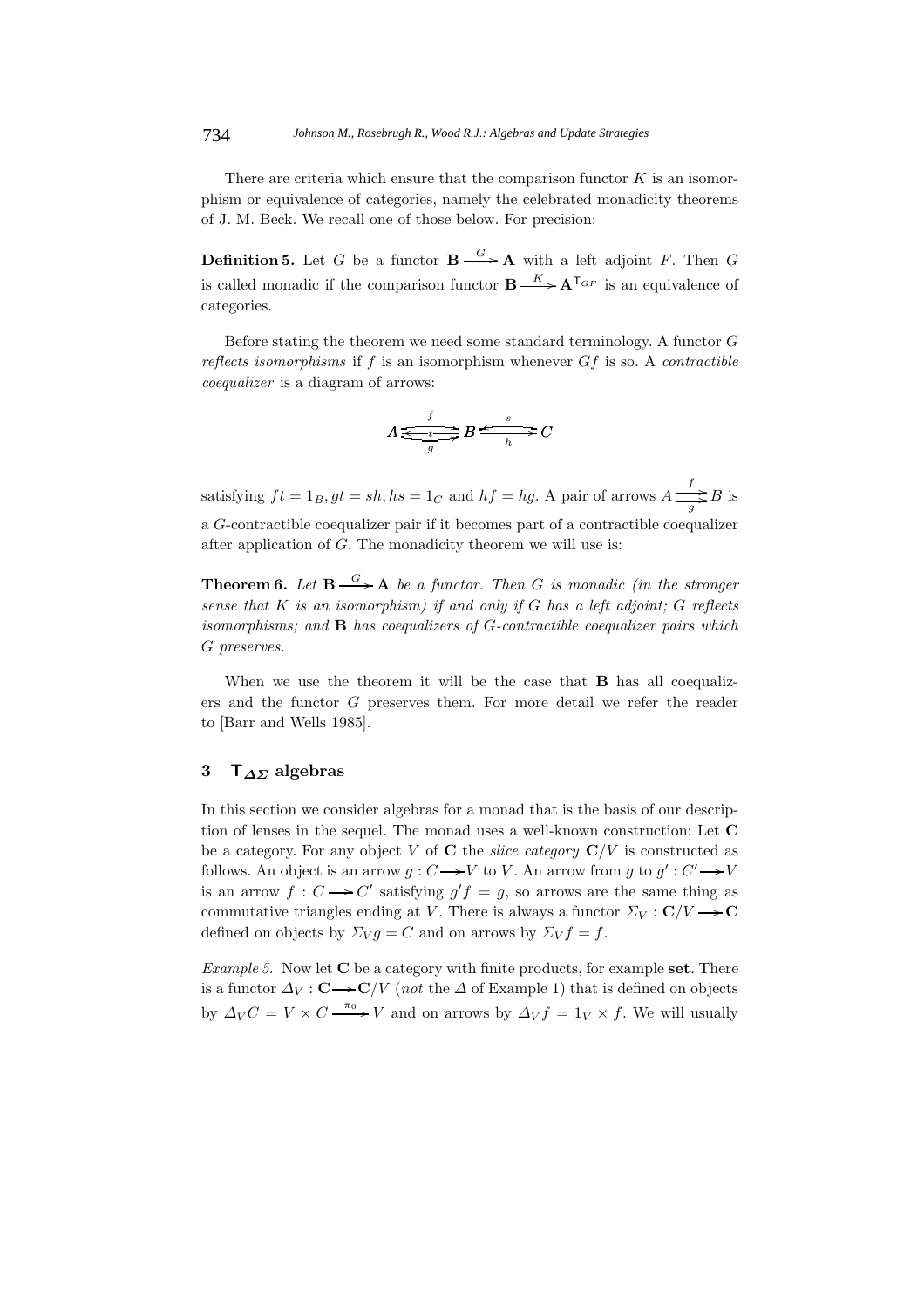There are criteria which ensure that the comparison functor $K$ is an isomorphism or equivalence of categories, namely the celebrated monadicity theorems of J. M. Beck. We recall one of those below. For precision:

**Definition 5.** Let $G$ be a functor $\mathbf{B} \xrightarrow{G} \mathbf{A}$ with a left adjoint $F$. Then $G$ is called monadic if the comparison functor $\mathbf{B} \xrightarrow{K} \mathbf{A}^{\mathsf{T}_{GF}}$ is an equivalence of categories.

Before stating the theorem we need some standard terminology. A functor $G$ *reflects isomorphisms* if $f$ is an isomorphism whenever $Gf$ is so. A *contractible coequalizer* is a diagram of arrows:

$$A \underset{g}{\overset{f}{\underset{\longleftarrow t}{\rightrightarrows}}} B \underset{h}{\overset{s}{\rightleftarrows}} C$$

satisfying $ft = 1_B, gt = sh, hs = 1_C$ and $hf = hg$. A pair of arrows $A \underset{g}{\overset{f}{\rightrightarrows}} B$ is a $G$-contractible coequalizer pair if it becomes part of a contractible coequalizer after application of $G$. The monadicity theorem we will use is:

**Theorem 6.** *Let $\mathbf{B} \xrightarrow{G} \mathbf{A}$ be a functor. Then $G$ is monadic (in the stronger sense that $K$ is an isomorphism) if and only if $G$ has a left adjoint; $G$ reflects isomorphisms; and $\mathbf{B}$ has coequalizers of $G$-contractible coequalizer pairs which $G$ preserves.*

When we use the theorem it will be the case that $\mathbf{B}$ has all coequalizers and the functor $G$ preserves them. For more detail we refer the reader to [Barr and Wells 1985].

## 3 $\mathsf{T}_{\Delta\Sigma}$ algebras

In this section we consider algebras for a monad that is the basis of our description of lenses in the sequel. The monad uses a well-known construction: Let $\mathbf{C}$ be a category. For any object $V$ of $\mathbf{C}$ the *slice category* $\mathbf{C}/V$ is constructed as follows. An object is an arrow $g : C \longrightarrow V$ to $V$. An arrow from $g$ to $g' : C' \longrightarrow V$ is an arrow $f : C \longrightarrow C'$ satisfying $g'f = g$, so arrows are the same thing as commutative triangles ending at $V$. There is always a functor $\Sigma_V : \mathbf{C}/V \longrightarrow \mathbf{C}$ defined on objects by $\Sigma_V g = C$ and on arrows by $\Sigma_V f = f$.

*Example 5.* Now let $\mathbf{C}$ be a category with finite products, for example **set**. There is a functor $\Delta_V : \mathbf{C} \longrightarrow \mathbf{C}/V$ (*not* the $\Delta$ of Example 1) that is defined on objects by $\Delta_V C = V \times C \xrightarrow{\pi_0} V$ and on arrows by $\Delta_V f = 1_V \times f$. We will usually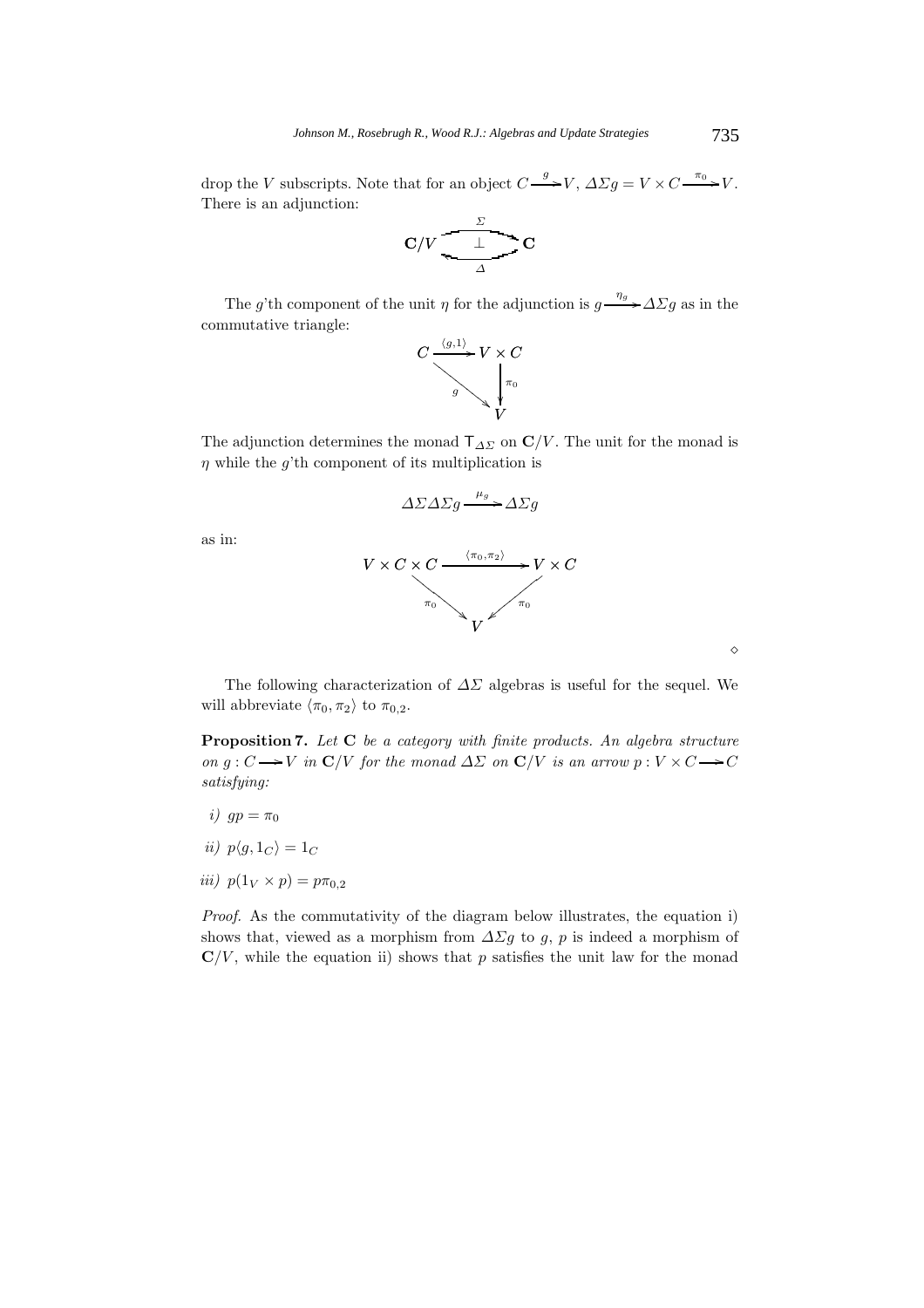drop the $V$ subscripts. Note that for an object $C \xrightarrow{g} V$, $\Delta\Sigma g = V \times C \xrightarrow{\pi_0} V$. There is an adjunction:

$$\mathbf{C}/V \underset{\Delta}{\overset{\Sigma}{\rightleftarrows}} \mathbf{C} \quad (\Sigma \dashv \Delta)$$

The $g$'th component of the unit $\eta$ for the adjunction is $g \xrightarrow{\eta_g} \Delta\Sigma g$ as in the commutative triangle:

$$\begin{array}{ccc} C & \xrightarrow{\langle g,1\rangle} & V \times C \\ & \searrow^{g} & \downarrow \pi_0 \\ & & V \end{array}$$

The adjunction determines the monad $\mathsf{T}_{\Delta\Sigma}$ on $\mathbf{C}/V$. The unit for the monad is $\eta$ while the $g$'th component of its multiplication is

$$\Delta\Sigma\Delta\Sigma g \xrightarrow{\mu_g} \Delta\Sigma g$$

as in:

$$\begin{array}{ccc} V \times C \times C & \xrightarrow{\langle \pi_0, \pi_2\rangle} & V \times C \\ & \searrow^{\pi_0} \quad \swarrow_{\pi_0} & \\ & V & \end{array}$$

$\diamond$

The following characterization of $\Delta\Sigma$ algebras is useful for the sequel. We will abbreviate $\langle \pi_0, \pi_2\rangle$ to $\pi_{0,2}$.

**Proposition 7.** *Let* $\mathbf{C}$ *be a category with finite products. An algebra structure on* $g : C \longrightarrow V$ *in* $\mathbf{C}/V$ *for the monad* $\Delta\Sigma$ *on* $\mathbf{C}/V$ *is an arrow* $p : V \times C \longrightarrow C$ *satisfying:*

*i)* $gp = \pi_0$

*ii)* $p\langle g, 1_C\rangle = 1_C$

*iii)* $p(1_V \times p) = p\pi_{0,2}$

*Proof.* As the commutativity of the diagram below illustrates, the equation i) shows that, viewed as a morphism from $\Delta\Sigma g$ to $g$, $p$ is indeed a morphism of $\mathbf{C}/V$, while the equation ii) shows that $p$ satisfies the unit law for the monad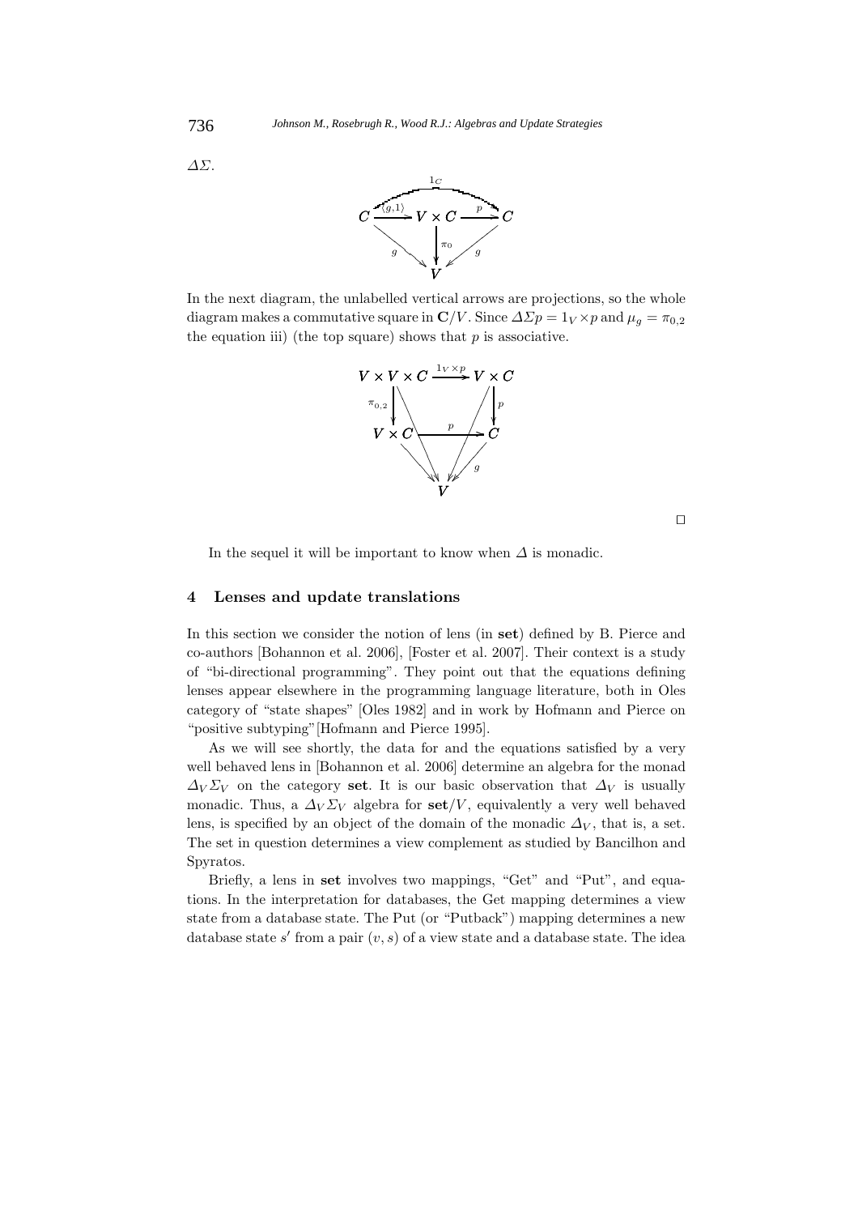$\Delta\Sigma$.

$$\begin{array}{ccccc} C & \xrightarrow{\langle g,1\rangle} & V \times C & \xrightarrow{p} & C \\ & {\scriptstyle g}\searrow & \downarrow{\scriptstyle \pi_0} & \swarrow{\scriptstyle g} & \\ & & V & & \end{array} \qquad p \circ \langle g,1\rangle = 1_C$$

In the next diagram, the unlabelled vertical arrows are projections, so the whole diagram makes a commutative square in $\mathbf{C}/V$. Since $\Delta\Sigma p = 1_V \times p$ and $\mu_g = \pi_{0,2}$ the equation iii) (the top square) shows that $p$ is associative.

$$\begin{array}{ccc} V \times V \times C & \xrightarrow{1_V \times p} & V \times C \\ {\scriptstyle \pi_{0,2}}\downarrow & & \downarrow{\scriptstyle p} \\ V \times C & \xrightarrow{p} & C \\ & \searrow \quad \downarrow \quad \swarrow{\scriptstyle g} & \\ & V & \end{array}$$

□

In the sequel it will be important to know when $\Delta$ is monadic.

## 4 Lenses and update translations

In this section we consider the notion of lens (in **set**) defined by B. Pierce and co-authors [Bohannon et al. 2006], [Foster et al. 2007]. Their context is a study of "bi-directional programming". They point out that the equations defining lenses appear elsewhere in the programming language literature, both in Oles category of "state shapes" [Oles 1982] and in work by Hofmann and Pierce on "positive subtyping"[Hofmann and Pierce 1995].

As we will see shortly, the data for and the equations satisfied by a very well behaved lens in [Bohannon et al. 2006] determine an algebra for the monad $\Delta_V \Sigma_V$ on the category **set**. It is our basic observation that $\Delta_V$ is usually monadic. Thus, a $\Delta_V \Sigma_V$ algebra for $\mathbf{set}/V$, equivalently a very well behaved lens, is specified by an object of the domain of the monadic $\Delta_V$, that is, a set. The set in question determines a view complement as studied by Bancilhon and Spyratos.

Briefly, a lens in **set** involves two mappings, "Get" and "Put", and equations. In the interpretation for databases, the Get mapping determines a view state from a database state. The Put (or "Putback") mapping determines a new database state $s'$ from a pair $(v, s)$ of a view state and a database state. The idea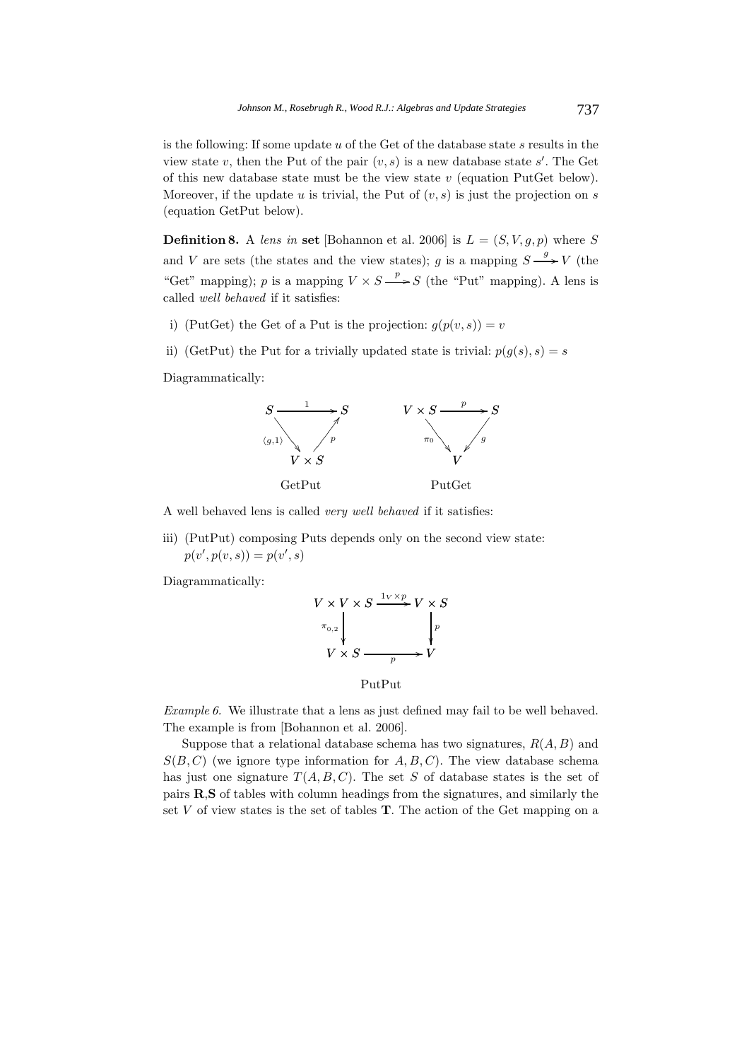is the following: If some update $u$ of the Get of the database state $s$ results in the view state $v$, then the Put of the pair $(v, s)$ is a new database state $s'$. The Get of this new database state must be the view state $v$ (equation PutGet below). Moreover, if the update $u$ is trivial, the Put of $(v, s)$ is just the projection on $s$ (equation GetPut below).

**Definition 8.** A *lens in* **set** [Bohannon et al. 2006] is $L = (S, V, g, p)$ where $S$ and $V$ are sets (the states and the view states); $g$ is a mapping $S \xrightarrow{g} V$ (the "Get" mapping); $p$ is a mapping $V \times S \xrightarrow{p} S$ (the "Put" mapping). A lens is called *well behaved* if it satisfies:

i) (PutGet) the Get of a Put is the projection: $g(p(v, s)) = v$

ii) (GetPut) the Put for a trivially updated state is trivial: $p(g(s), s) = s$

Diagrammatically:

$$
\begin{array}{ccc}
S & \xrightarrow{1} & S \\
& {\scriptstyle \langle g,1\rangle}\searrow \quad \nearrow{\scriptstyle p} & \\
& V \times S &
\end{array}
\qquad\qquad
\begin{array}{ccc}
V \times S & \xrightarrow{p} & S \\
& {\scriptstyle \pi_0}\searrow \quad \swarrow{\scriptstyle g} & \\
& V &
\end{array}
$$

GetPut PutGet

A well behaved lens is called *very well behaved* if it satisfies:

iii) (PutPut) composing Puts depends only on the second view state: $p(v', p(v, s)) = p(v', s)$

Diagrammatically:

$$
\begin{array}{ccc}
V \times V \times S & \xrightarrow{1_V \times p} & V \times S \\
{\scriptstyle \pi_{0,2}}\downarrow & & \downarrow{\scriptstyle p} \\
V \times S & \xrightarrow[p]{} & V
\end{array}
$$

PutPut

*Example 6.* We illustrate that a lens as just defined may fail to be well behaved. The example is from [Bohannon et al. 2006].

Suppose that a relational database schema has two signatures, $R(A, B)$ and $S(B, C)$ (we ignore type information for $A, B, C$). The view database schema has just one signature $T(A, B, C)$. The set $S$ of database states is the set of pairs **R**,**S** of tables with column headings from the signatures, and similarly the set $V$ of view states is the set of tables **T**. The action of the Get mapping on a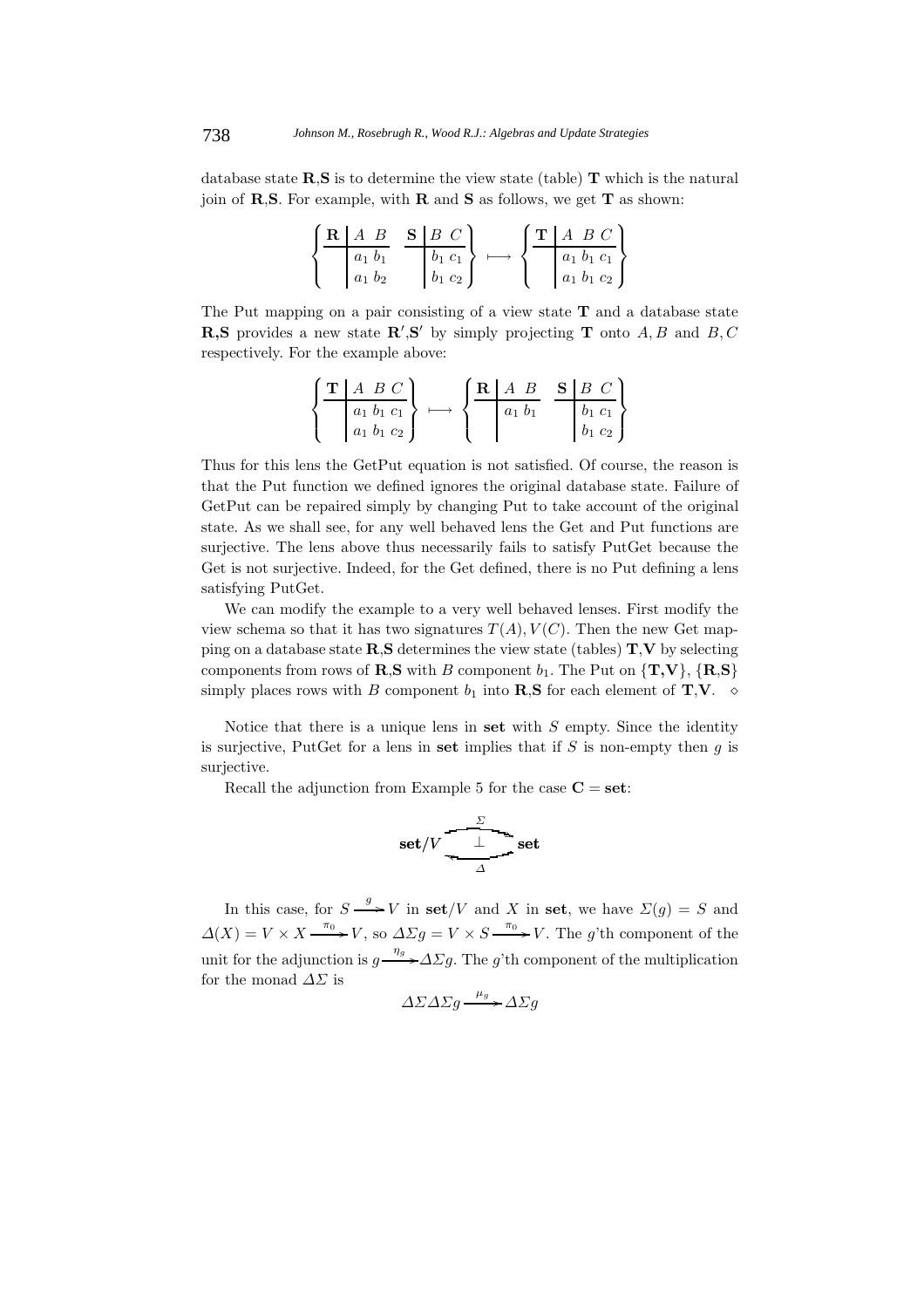database state **R**,**S** is to determine the view state (table) **T** which is the natural join of **R**,**S**. For example, with **R** and **S** as follows, we get **T** as shown:

$$\left\{ \begin{array}{c|cc} \mathbf{R} & A & B \\ \hline & a_1 & b_1 \\ & a_1 & b_2 \end{array} \quad \begin{array}{c|cc} \mathbf{S} & B & C \\ \hline & b_1 & c_1 \\ & b_1 & c_2 \end{array} \right\} \longmapsto \left\{ \begin{array}{c|ccc} \mathbf{T} & A & B & C \\ \hline & a_1 & b_1 & c_1 \\ & a_1 & b_1 & c_2 \end{array} \right\}$$

The Put mapping on a pair consisting of a view state **T** and a database state **R,S** provides a new state $\mathbf{R}'$,$\mathbf{S}'$ by simply projecting **T** onto $A, B$ and $B, C$ respectively. For the example above:

$$\left\{ \begin{array}{c|ccc} \mathbf{T} & A & B & C \\ \hline & a_1 & b_1 & c_1 \\ & a_1 & b_1 & c_2 \end{array} \right\} \longmapsto \left\{ \begin{array}{c|cc} \mathbf{R} & A & B \\ \hline & a_1 & b_1 \\ & & \end{array} \quad \begin{array}{c|cc} \mathbf{S} & B & C \\ \hline & b_1 & c_1 \\ & b_1 & c_2 \end{array} \right\}$$

Thus for this lens the GetPut equation is not satisfied. Of course, the reason is that the Put function we defined ignores the original database state. Failure of GetPut can be repaired simply by changing Put to take account of the original state. As we shall see, for any well behaved lens the Get and Put functions are surjective. The lens above thus necessarily fails to satisfy PutGet because the Get is not surjective. Indeed, for the Get defined, there is no Put defining a lens satisfying PutGet.

We can modify the example to a very well behaved lenses. First modify the view schema so that it has two signatures $T(A), V(C)$. Then the new Get mapping on a database state **R**,**S** determines the view state (tables) **T**,**V** by selecting components from rows of **R**,**S** with $B$ component $b_1$. The Put on $\{\mathbf{T},\mathbf{V}\}$, $\{\mathbf{R},\mathbf{S}\}$ simply places rows with $B$ component $b_1$ into **R**,**S** for each element of **T**,**V**. $\diamond$

Notice that there is a unique lens in **set** with $S$ empty. Since the identity is surjective, PutGet for a lens in **set** implies that if $S$ is non-empty then $g$ is surjective.

Recall the adjunction from Example 5 for the case $\mathbf{C} = \mathbf{set}$:

$$\mathbf{set}/V \underset{\Delta}{\overset{\Sigma}{\rightleftarrows}} \mathbf{set} \quad (\Sigma \dashv \Delta)$$

In this case, for $S \xrightarrow{g} V$ in $\mathbf{set}/V$ and $X$ in **set**, we have $\Sigma(g) = S$ and $\Delta(X) = V \times X \xrightarrow{\pi_0} V$, so $\Delta\Sigma g = V \times S \xrightarrow{\pi_0} V$. The $g$'th component of the unit for the adjunction is $g \xrightarrow{\eta_g} \Delta\Sigma g$. The $g$'th component of the multiplication for the monad $\Delta\Sigma$ is

$$\Delta\Sigma\Delta\Sigma g \xrightarrow{\mu_g} \Delta\Sigma g$$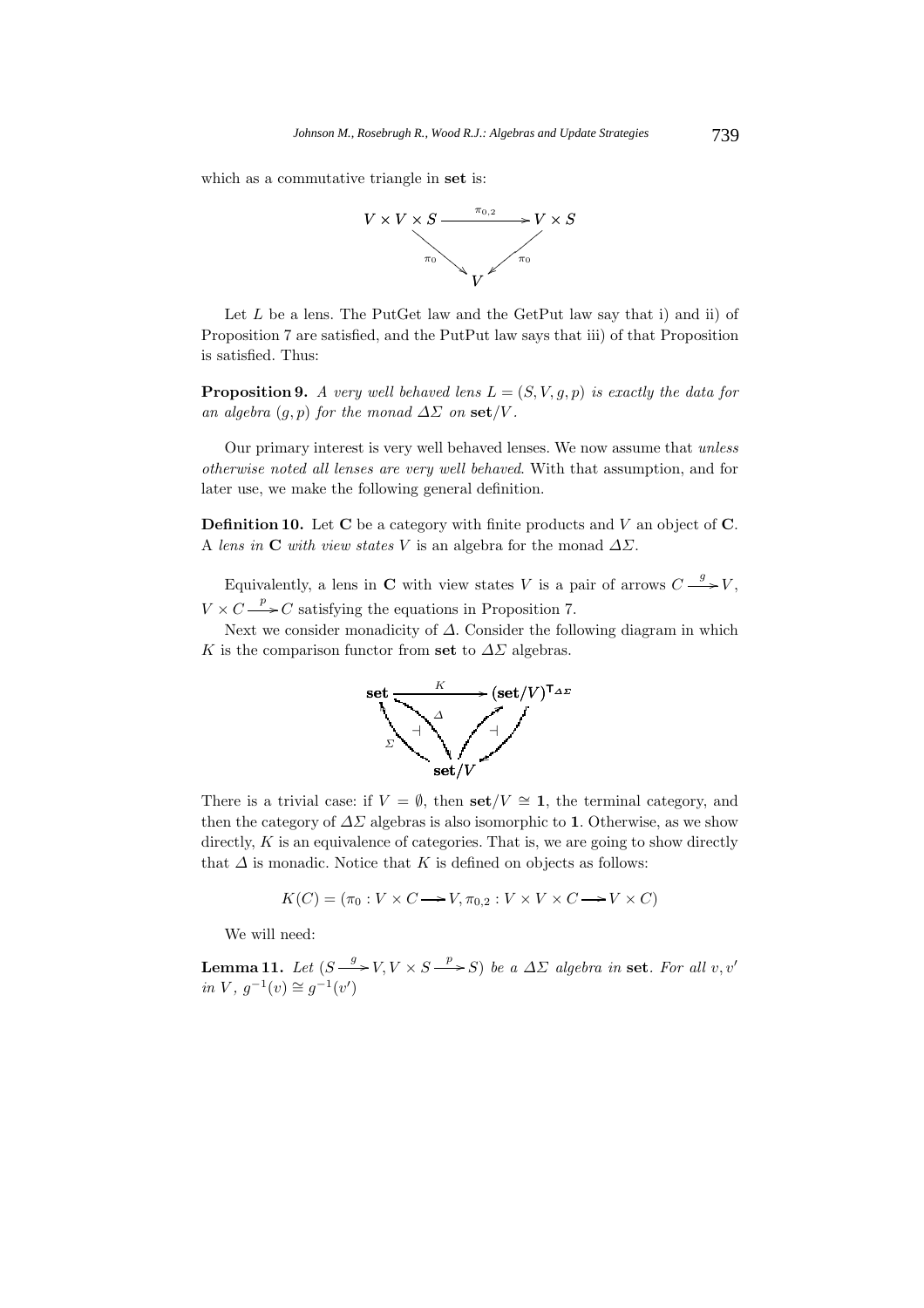which as a commutative triangle in **set** is:

$$\begin{array}{ccc} V \times V \times S & \xrightarrow{\pi_{0,2}} & V \times S \\ & \searrow^{\pi_0} \quad \swarrow_{\pi_0} & \\ & V & \end{array}$$

Let $L$ be a lens. The PutGet law and the GetPut law say that i) and ii) of Proposition 7 are satisfied, and the PutPut law says that iii) of that Proposition is satisfied. Thus:

**Proposition 9.** *A very well behaved lens $L = (S, V, g, p)$ is exactly the data for an algebra $(g, p)$ for the monad $\Delta\Sigma$ on $\mathbf{set}/V$.*

Our primary interest is very well behaved lenses. We now assume that *unless otherwise noted all lenses are very well behaved*. With that assumption, and for later use, we make the following general definition.

**Definition 10.** Let $\mathbf{C}$ be a category with finite products and $V$ an object of $\mathbf{C}$. A *lens in* $\mathbf{C}$ *with view states* $V$ is an algebra for the monad $\Delta\Sigma$.

Equivalently, a lens in $\mathbf{C}$ with view states $V$ is a pair of arrows $C \xrightarrow{g} V$, $V \times C \xrightarrow{p} C$ satisfying the equations in Proposition 7.

Next we consider monadicity of $\Delta$. Consider the following diagram in which $K$ is the comparison functor from **set** to $\Delta\Sigma$ algebras.

$$\begin{array}{ccc} \mathbf{set} & \xrightarrow{K} & (\mathbf{set}/V)^{\mathsf{T}_{\Delta\Sigma}} \\ \Sigma \nwarrow \dashv \searrow \Delta & & \nearrow \dashv \swarrow \\ & \mathbf{set}/V & \end{array}$$

There is a trivial case: if $V = \emptyset$, then $\mathbf{set}/V \cong \mathbf{1}$, the terminal category, and then the category of $\Delta\Sigma$ algebras is also isomorphic to $\mathbf{1}$. Otherwise, as we show directly, $K$ is an equivalence of categories. That is, we are going to show directly that $\Delta$ is monadic. Notice that $K$ is defined on objects as follows:

$$K(C) = (\pi_0 : V \times C \longrightarrow V, \pi_{0,2} : V \times V \times C \longrightarrow V \times C)$$

We will need:

**Lemma 11.** *Let $(S \xrightarrow{g} V, V \times S \xrightarrow{p} S)$ be a $\Delta\Sigma$ algebra in* **set**. *For all $v, v'$ in $V$, $g^{-1}(v) \cong g^{-1}(v')$*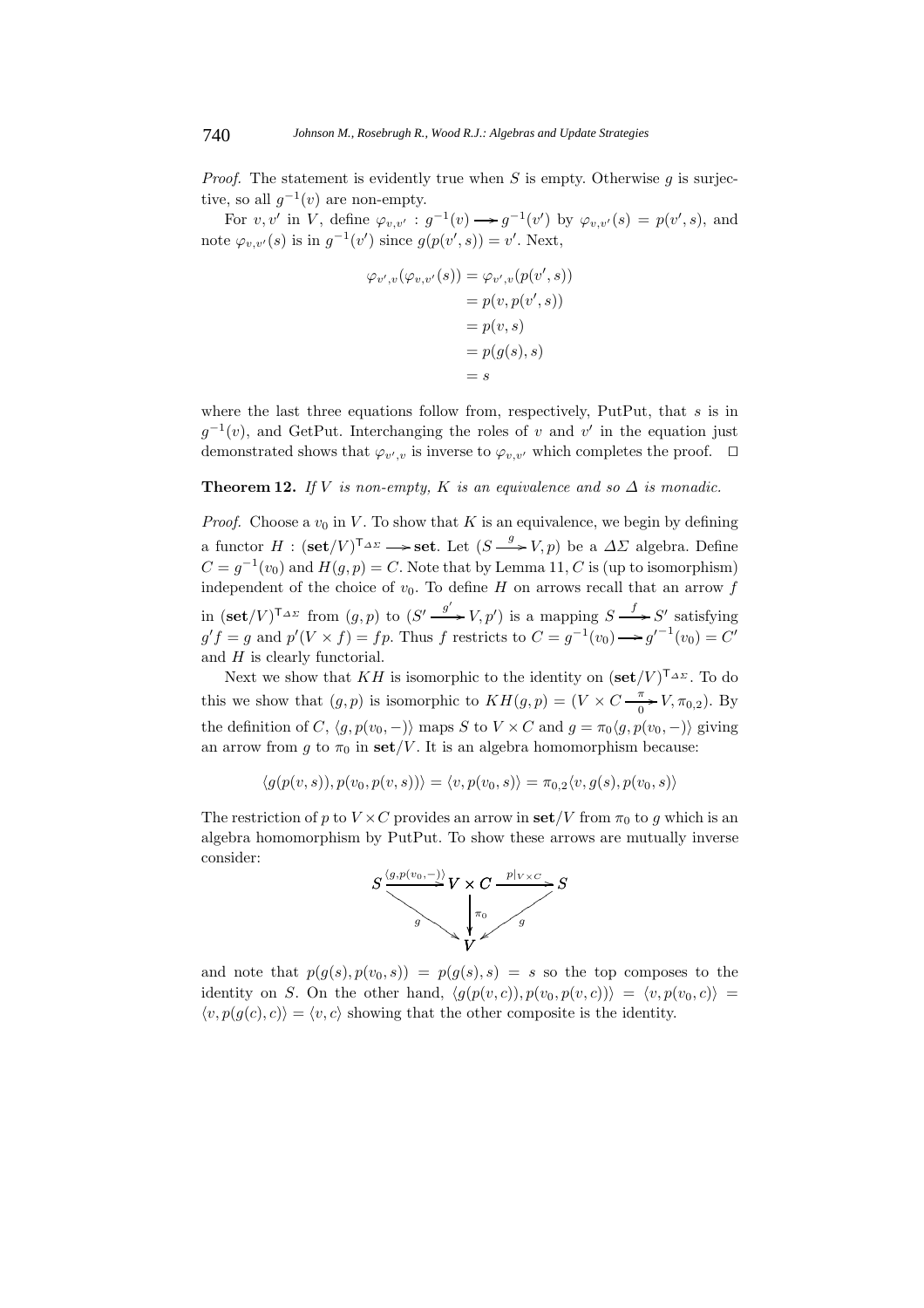*Proof.* The statement is evidently true when $S$ is empty. Otherwise $g$ is surjective, so all $g^{-1}(v)$ are non-empty.

For $v, v'$ in $V$, define $\varphi_{v,v'} : g^{-1}(v) \longrightarrow g^{-1}(v')$ by $\varphi_{v,v'}(s) = p(v', s)$, and note $\varphi_{v,v'}(s)$ is in $g^{-1}(v')$ since $g(p(v', s)) = v'$. Next,

$$\begin{aligned}
\varphi_{v',v}(\varphi_{v,v'}(s)) &= \varphi_{v',v}(p(v', s)) \\
&= p(v, p(v', s)) \\
&= p(v, s) \\
&= p(g(s), s) \\
&= s
\end{aligned}$$

where the last three equations follow from, respectively, PutPut, that $s$ is in $g^{-1}(v)$, and GetPut. Interchanging the roles of $v$ and $v'$ in the equation just demonstrated shows that $\varphi_{v',v}$ is inverse to $\varphi_{v,v'}$ which completes the proof. $\square$

**Theorem 12.** *If $V$ is non-empty, $K$ is an equivalence and so $\Delta$ is monadic.*

*Proof.* Choose a $v_0$ in $V$. To show that $K$ is an equivalence, we begin by defining a functor $H : (\mathbf{set}/V)^{\mathsf{T}_{\Delta\Sigma}} \longrightarrow \mathbf{set}$. Let $(S \xrightarrow{g} V, p)$ be a $\Delta\Sigma$ algebra. Define $C = g^{-1}(v_0)$ and $H(g, p) = C$. Note that by Lemma 11, $C$ is (up to isomorphism) independent of the choice of $v_0$. To define $H$ on arrows recall that an arrow $f$ in $(\mathbf{set}/V)^{\mathsf{T}_{\Delta\Sigma}}$ from $(g, p)$ to $(S' \xrightarrow{g'} V, p')$ is a mapping $S \xrightarrow{f} S'$ satisfying $g'f = g$ and $p'(V \times f) = fp$. Thus $f$ restricts to $C = g^{-1}(v_0) \longrightarrow {g'}^{-1}(v_0) = C'$ and $H$ is clearly functorial.

Next we show that $KH$ is isomorphic to the identity on $(\mathbf{set}/V)^{\mathsf{T}_{\Delta\Sigma}}$. To do this we show that $(g, p)$ is isomorphic to $KH(g, p) = (V \times C \xrightarrow[0]{\pi} V, \pi_{0,2})$. By the definition of $C$, $\langle g, p(v_0, -)\rangle$ maps $S$ to $V \times C$ and $g = \pi_0 \langle g, p(v_0, -)\rangle$ giving an arrow from $g$ to $\pi_0$ in $\mathbf{set}/V$. It is an algebra homomorphism because:

$$\langle g(p(v, s)), p(v_0, p(v, s))\rangle = \langle v, p(v_0, s)\rangle = \pi_{0,2}\langle v, g(s), p(v_0, s)\rangle$$

The restriction of $p$ to $V \times C$ provides an arrow in $\mathbf{set}/V$ from $\pi_0$ to $g$ which is an algebra homomorphism by PutPut. To show these arrows are mutually inverse consider:

$$\begin{array}{ccccc}
S & \xrightarrow{\langle g, p(v_0, -)\rangle} & V \times C & \xrightarrow{p|_{V \times C}} & S \\
& {\scriptstyle g} \searrow & \downarrow {\scriptstyle \pi_0} & \swarrow {\scriptstyle g} & \\
& & V & &
\end{array}$$

and note that $p(g(s), p(v_0, s)) = p(g(s), s) = s$ so the top composes to the identity on $S$. On the other hand, $\langle g(p(v, c)), p(v_0, p(v, c))\rangle = \langle v, p(v_0, c)\rangle = \langle v, p(g(c), c)\rangle = \langle v, c\rangle$ showing that the other composite is the identity.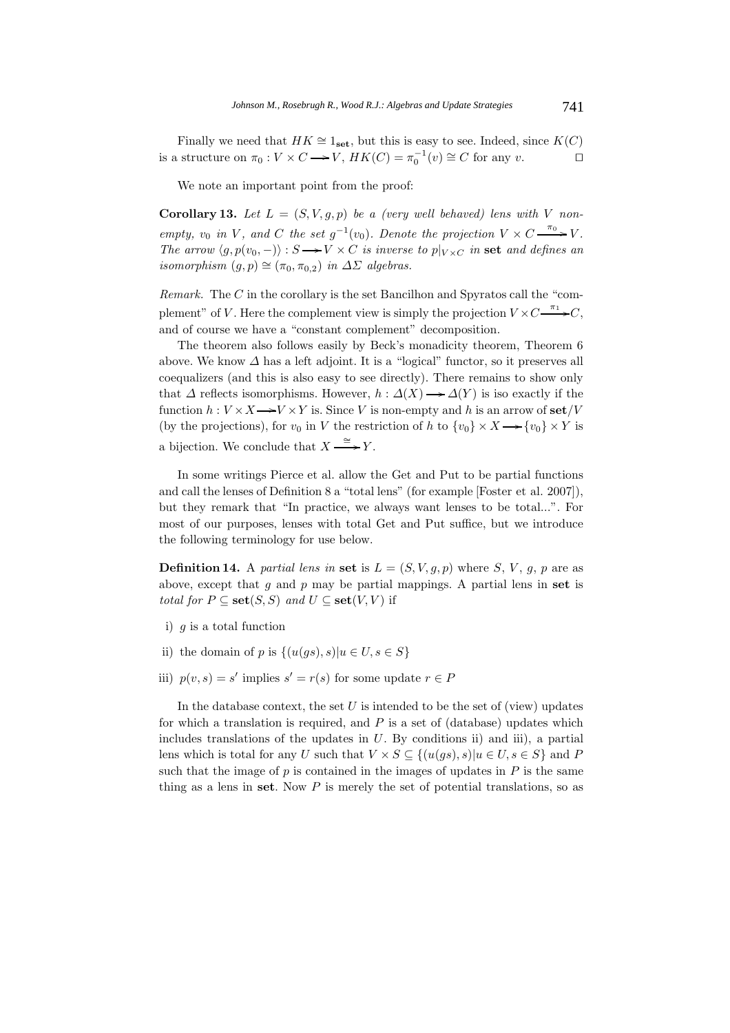Finally we need that $HK \cong 1_{\mathbf{set}}$, but this is easy to see. Indeed, since $K(C)$ is a structure on $\pi_0 : V \times C \longrightarrow V$, $HK(C) = \pi_0^{-1}(v) \cong C$ for any $v$. ☐

We note an important point from the proof:

**Corollary 13.** *Let $L = (S, V, g, p)$ be a (very well behaved) lens with $V$ non-empty, $v_0$ in $V$, and $C$ the set $g^{-1}(v_0)$. Denote the projection $V \times C \xrightarrow{\pi_0} V$. The arrow $\langle g, p(v_0, -)\rangle : S \longrightarrow V \times C$ is inverse to $p|_{V\times C}$ in* **set** *and defines an isomorphism $(g, p) \cong (\pi_0, \pi_{0,2})$ in $\Delta\Sigma$ algebras.*

*Remark.* The $C$ in the corollary is the set Bancilhon and Spyratos call the "complement" of $V$. Here the complement view is simply the projection $V \times C \xrightarrow{\pi_1} C$, and of course we have a "constant complement" decomposition.

The theorem also follows easily by Beck's monadicity theorem, Theorem 6 above. We know $\Delta$ has a left adjoint. It is a "logical" functor, so it preserves all coequalizers (and this is also easy to see directly). There remains to show only that $\Delta$ reflects isomorphisms. However, $h : \Delta(X) \longrightarrow \Delta(Y)$ is iso exactly if the function $h : V \times X \longrightarrow V \times Y$ is. Since $V$ is non-empty and $h$ is an arrow of $\mathbf{set}/V$ (by the projections), for $v_0$ in $V$ the restriction of $h$ to $\{v_0\} \times X \longrightarrow \{v_0\} \times Y$ is a bijection. We conclude that $X \xrightarrow{\cong} Y$.

In some writings Pierce et al. allow the Get and Put to be partial functions and call the lenses of Definition 8 a "total lens" (for example [Foster et al. 2007]), but they remark that "In practice, we always want lenses to be total...". For most of our purposes, lenses with total Get and Put suffice, but we introduce the following terminology for use below.

**Definition 14.** A *partial lens in* **set** is $L = (S, V, g, p)$ where $S$, $V$, $g$, $p$ are as above, except that $g$ and $p$ may be partial mappings. A partial lens in **set** is *total for $P \subseteq \mathbf{set}(S, S)$ and $U \subseteq \mathbf{set}(V, V)$* if

i) $g$ is a total function

ii) the domain of $p$ is $\{(u(gs), s) | u \in U, s \in S\}$

iii) $p(v, s) = s'$ implies $s' = r(s)$ for some update $r \in P$

In the database context, the set $U$ is intended to be the set of (view) updates for which a translation is required, and $P$ is a set of (database) updates which includes translations of the updates in $U$. By conditions ii) and iii), a partial lens which is total for any $U$ such that $V \times S \subseteq \{(u(gs), s) | u \in U, s \in S\}$ and $P$ such that the image of $p$ is contained in the images of updates in $P$ is the same thing as a lens in **set**. Now $P$ is merely the set of potential translations, so as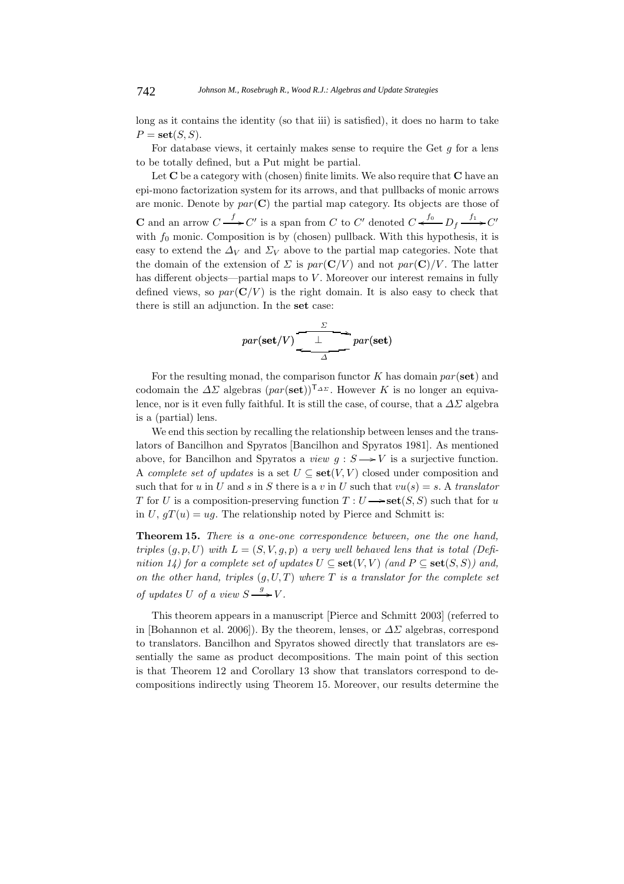long as it contains the identity (so that iii) is satisfied), it does no harm to take $P = \mathbf{set}(S, S)$.

For database views, it certainly makes sense to require the Get $g$ for a lens to be totally defined, but a Put might be partial.

Let $\mathbf{C}$ be a category with (chosen) finite limits. We also require that $\mathbf{C}$ have an epi-mono factorization system for its arrows, and that pullbacks of monic arrows are monic. Denote by $par(\mathbf{C})$ the partial map category. Its objects are those of $\mathbf{C}$ and an arrow $C \xrightarrow{f} C'$ is a span from $C$ to $C'$ denoted $C \xleftarrow{f_0} D_f \xrightarrow{f_1} C'$ with $f_0$ monic. Composition is by (chosen) pullback. With this hypothesis, it is easy to extend the $\Delta_V$ and $\Sigma_V$ above to the partial map categories. Note that the domain of the extension of $\Sigma$ is $par(\mathbf{C}/V)$ and not $par(\mathbf{C})/V$. The latter has different objects—partial maps to $V$. Moreover our interest remains in fully defined views, so $par(\mathbf{C}/V)$ is the right domain. It is also easy to check that there is still an adjunction. In the $\mathbf{set}$ case:

$$par(\mathbf{set}/V) \underset{\Delta}{\overset{\Sigma}{\underset{\longleftarrow}{\overset{\longrightarrow}{\perp}}}} par(\mathbf{set})$$

For the resulting monad, the comparison functor $K$ has domain $par(\mathbf{set})$ and codomain the $\Delta\Sigma$ algebras $(par(\mathbf{set}))^{\mathsf{T}_{\Delta\Sigma}}$. However $K$ is no longer an equivalence, nor is it even fully faithful. It is still the case, of course, that a $\Delta\Sigma$ algebra is a (partial) lens.

We end this section by recalling the relationship between lenses and the translators of Bancilhon and Spyratos [Bancilhon and Spyratos 1981]. As mentioned above, for Bancilhon and Spyratos a *view* $g : S \longrightarrow V$ is a surjective function. A *complete set of updates* is a set $U \subseteq \mathbf{set}(V, V)$ closed under composition and such that for $u$ in $U$ and $s$ in $S$ there is a $v$ in $U$ such that $vu(s) = s$. A *translator* $T$ for $U$ is a composition-preserving function $T : U \longrightarrow \mathbf{set}(S, S)$ such that for $u$ in $U$, $gT(u) = ug$. The relationship noted by Pierce and Schmitt is:

**Theorem 15.** *There is a one-one correspondence between, one the one hand, triples* $(g, p, U)$ *with* $L = (S, V, g, p)$ *a very well behaved lens that is total (Definition 14) for a complete set of updates* $U \subseteq \mathbf{set}(V, V)$ *(and* $P \subseteq \mathbf{set}(S, S)$*) and, on the other hand, triples* $(g, U, T)$ *where* $T$ *is a translator for the complete set of updates* $U$ *of a view* $S \xrightarrow{g} V$*.*

This theorem appears in a manuscript [Pierce and Schmitt 2003] (referred to in [Bohannon et al. 2006]). By the theorem, lenses, or $\Delta\Sigma$ algebras, correspond to translators. Bancilhon and Spyratos showed directly that translators are essentially the same as product decompositions. The main point of this section is that Theorem 12 and Corollary 13 show that translators correspond to decompositions indirectly using Theorem 15. Moreover, our results determine the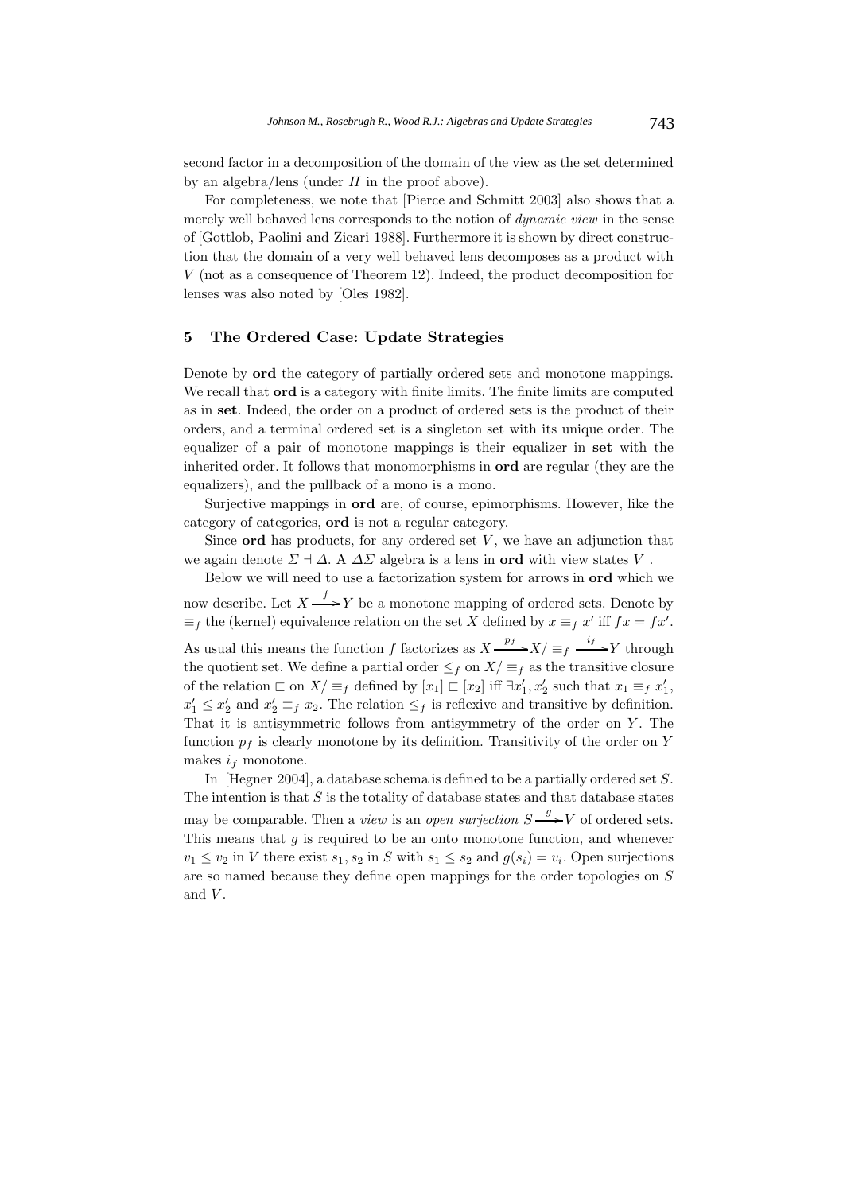second factor in a decomposition of the domain of the view as the set determined by an algebra/lens (under $H$ in the proof above).

For completeness, we note that [Pierce and Schmitt 2003] also shows that a merely well behaved lens corresponds to the notion of *dynamic view* in the sense of [Gottlob, Paolini and Zicari 1988]. Furthermore it is shown by direct construction that the domain of a very well behaved lens decomposes as a product with $V$ (not as a consequence of Theorem 12). Indeed, the product decomposition for lenses was also noted by [Oles 1982].

## 5 The Ordered Case: Update Strategies

Denote by **ord** the category of partially ordered sets and monotone mappings. We recall that **ord** is a category with finite limits. The finite limits are computed as in **set**. Indeed, the order on a product of ordered sets is the product of their orders, and a terminal ordered set is a singleton set with its unique order. The equalizer of a pair of monotone mappings is their equalizer in **set** with the inherited order. It follows that monomorphisms in **ord** are regular (they are the equalizers), and the pullback of a mono is a mono.

Surjective mappings in **ord** are, of course, epimorphisms. However, like the category of categories, **ord** is not a regular category.

Since **ord** has products, for any ordered set $V$, we have an adjunction that we again denote $\Sigma \dashv \Delta$. A $\Delta\Sigma$ algebra is a lens in **ord** with view states $V$.

Below we will need to use a factorization system for arrows in **ord** which we now describe. Let $X \xrightarrow{f} Y$ be a monotone mapping of ordered sets. Denote by $\equiv_f$ the (kernel) equivalence relation on the set $X$ defined by $x \equiv_f x'$ iff $fx = fx'$. As usual this means the function $f$ factorizes as $X \xrightarrow{p_f} X/\equiv_f \xrightarrow{i_f} Y$ through the quotient set. We define a partial order $\leq_f$ on $X/\equiv_f$ as the transitive closure of the relation $\sqsubset$ on $X/\equiv_f$ defined by $[x_1] \sqsubset [x_2]$ iff $\exists x_1', x_2'$ such that $x_1 \equiv_f x_1'$, $x_1' \leq x_2'$ and $x_2' \equiv_f x_2$. The relation $\leq_f$ is reflexive and transitive by definition. That it is antisymmetric follows from antisymmetry of the order on $Y$. The function $p_f$ is clearly monotone by its definition. Transitivity of the order on $Y$ makes $i_f$ monotone.

In [Hegner 2004], a database schema is defined to be a partially ordered set $S$. The intention is that $S$ is the totality of database states and that database states may be comparable. Then a *view* is an *open surjection* $S \xrightarrow{g} V$ of ordered sets. This means that $g$ is required to be an onto monotone function, and whenever $v_1 \leq v_2$ in $V$ there exist $s_1, s_2$ in $S$ with $s_1 \leq s_2$ and $g(s_i) = v_i$. Open surjections are so named because they define open mappings for the order topologies on $S$ and $V$.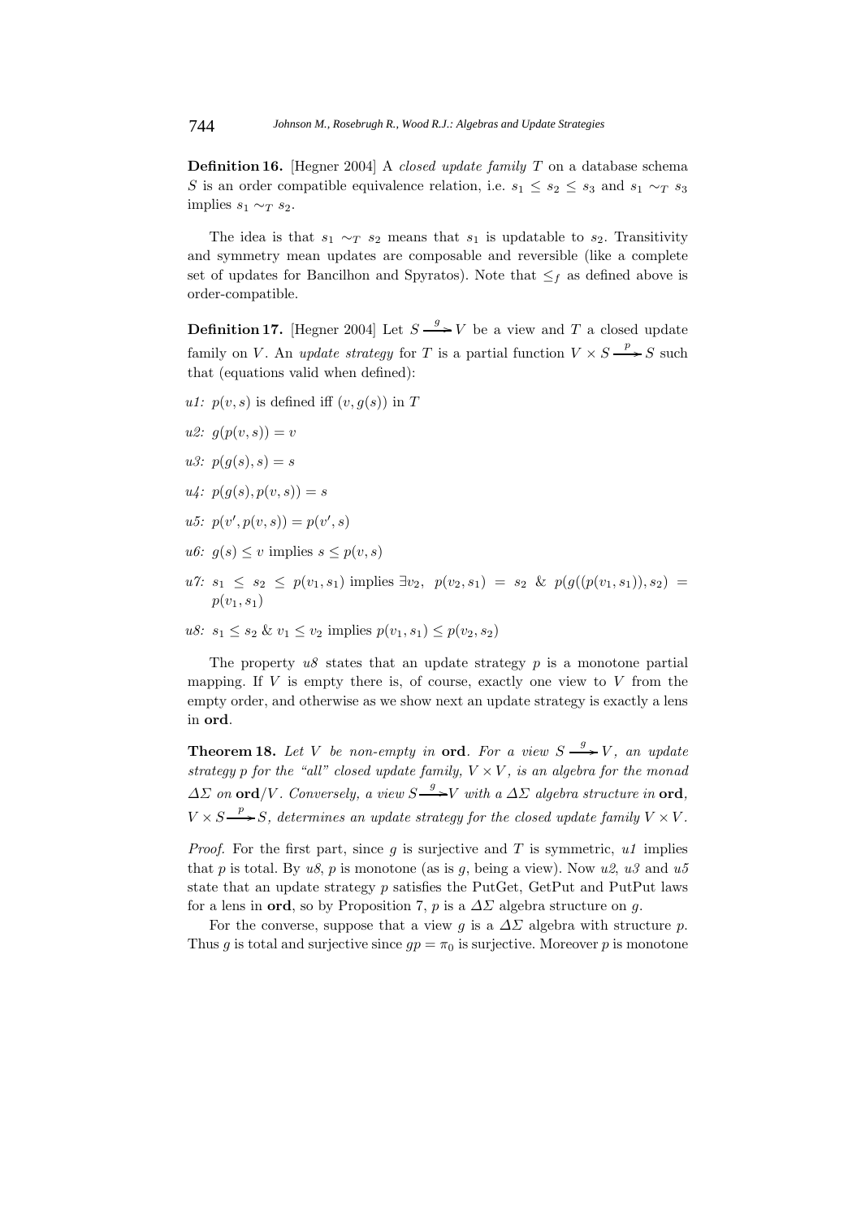**Definition 16.** [Hegner 2004] A *closed update family* $T$ on a database schema $S$ is an order compatible equivalence relation, i.e. $s_1 \leq s_2 \leq s_3$ and $s_1 \sim_T s_3$ implies $s_1 \sim_T s_2$.

The idea is that $s_1 \sim_T s_2$ means that $s_1$ is updatable to $s_2$. Transitivity and symmetry mean updates are composable and reversible (like a complete set of updates for Bancilhon and Spyratos). Note that $\leq_f$ as defined above is order-compatible.

**Definition 17.** [Hegner 2004] Let $S \xrightarrow{g} V$ be a view and $T$ a closed update family on $V$. An *update strategy* for $T$ is a partial function $V \times S \xrightarrow{p} S$ such that (equations valid when defined):

*u1:* $p(v, s)$ is defined iff $(v, g(s))$ in $T$

*u2:* $g(p(v, s)) = v$

*u3:* $p(g(s), s) = s$

*u4:* $p(g(s), p(v, s)) = s$

*u5:* $p(v', p(v, s)) = p(v', s)$

*u6:* $g(s) \leq v$ implies $s \leq p(v, s)$

*u7:* $s_1 \leq s_2 \leq p(v_1, s_1)$ implies $\exists v_2,\ p(v_2, s_1) = s_2$ & $p(g((p(v_1, s_1)), s_2) = p(v_1, s_1)$

*u8:* $s_1 \leq s_2$ & $v_1 \leq v_2$ implies $p(v_1, s_1) \leq p(v_2, s_2)$

The property *u8* states that an update strategy $p$ is a monotone partial mapping. If $V$ is empty there is, of course, exactly one view to $V$ from the empty order, and otherwise as we show next an update strategy is exactly a lens in **ord**.

**Theorem 18.** *Let $V$ be non-empty in* **ord**. *For a view $S \xrightarrow{g} V$, an update strategy $p$ for the "all" closed update family, $V \times V$, is an algebra for the monad $\Delta\Sigma$ on* **ord**/$V$. *Conversely, a view $S \xrightarrow{g} V$ with a $\Delta\Sigma$ algebra structure in* **ord**, *$V \times S \xrightarrow{p} S$, determines an update strategy for the closed update family $V \times V$.*

*Proof.* For the first part, since $g$ is surjective and $T$ is symmetric, *u1* implies that $p$ is total. By *u8*, $p$ is monotone (as is $g$, being a view). Now *u2*, *u3* and *u5* state that an update strategy $p$ satisfies the PutGet, GetPut and PutPut laws for a lens in **ord**, so by Proposition 7, $p$ is a $\Delta\Sigma$ algebra structure on $g$.

For the converse, suppose that a view $g$ is a $\Delta\Sigma$ algebra with structure $p$. Thus $g$ is total and surjective since $gp = \pi_0$ is surjective. Moreover $p$ is monotone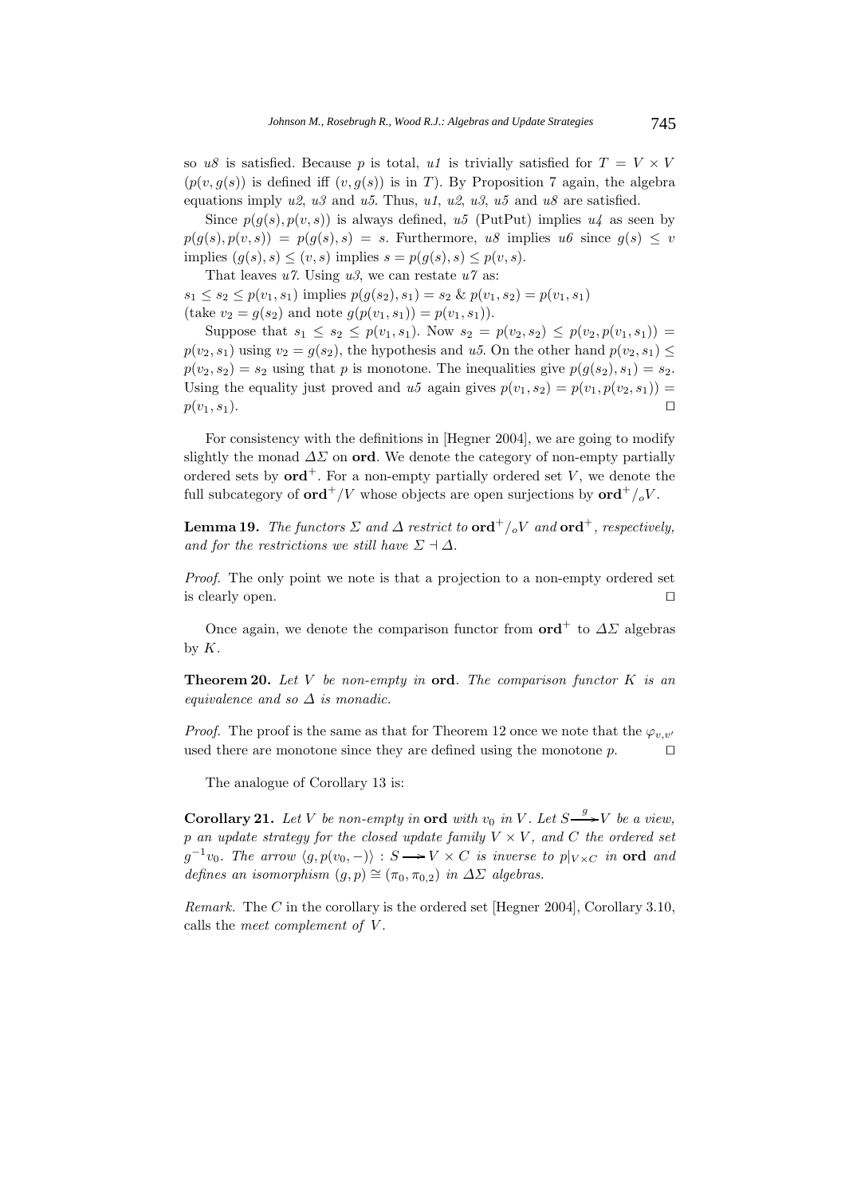so *u8* is satisfied. Because $p$ is total, *u1* is trivially satisfied for $T = V \times V$ ($p(v, g(s))$ is defined iff $(v, g(s))$ is in $T$). By Proposition 7 again, the algebra equations imply *u2*, *u3* and *u5*. Thus, *u1*, *u2*, *u3*, *u5* and *u8* are satisfied.

Since $p(g(s), p(v, s))$ is always defined, *u5* (PutPut) implies *u4* as seen by $p(g(s), p(v, s)) = p(g(s), s) = s$. Furthermore, *u8* implies *u6* since $g(s) \leq v$ implies $(g(s), s) \leq (v, s)$ implies $s = p(g(s), s) \leq p(v, s)$.

That leaves *u7*. Using *u3*, we can restate *u7* as:
$s_1 \leq s_2 \leq p(v_1, s_1)$ implies $p(g(s_2), s_1) = s_2$ & $p(v_1, s_2) = p(v_1, s_1)$
(take $v_2 = g(s_2)$ and note $g(p(v_1, s_1)) = p(v_1, s_1)$).

Suppose that $s_1 \leq s_2 \leq p(v_1, s_1)$. Now $s_2 = p(v_2, s_2) \leq p(v_2, p(v_1, s_1)) = p(v_2, s_1)$ using $v_2 = g(s_2)$, the hypothesis and *u5*. On the other hand $p(v_2, s_1) \leq p(v_2, s_2) = s_2$ using that $p$ is monotone. The inequalities give $p(g(s_2), s_1) = s_2$. Using the equality just proved and *u5* again gives $p(v_1, s_2) = p(v_1, p(v_2, s_1)) = p(v_1, s_1)$. □

For consistency with the definitions in [Hegner 2004], we are going to modify slightly the monad $\Delta\Sigma$ on **ord**. We denote the category of non-empty partially ordered sets by $\mathbf{ord}^+$. For a non-empty partially ordered set $V$, we denote the full subcategory of $\mathbf{ord}^+/V$ whose objects are open surjections by $\mathbf{ord}^+/_oV$.

**Lemma 19.** *The functors $\Sigma$ and $\Delta$ restrict to $\mathbf{ord}^+/_oV$ and $\mathbf{ord}^+$, respectively, and for the restrictions we still have $\Sigma \dashv \Delta$.*

*Proof.* The only point we note is that a projection to a non-empty ordered set is clearly open. □

Once again, we denote the comparison functor from $\mathbf{ord}^+$ to $\Delta\Sigma$ algebras by $K$.

**Theorem 20.** *Let $V$ be non-empty in* **ord**. *The comparison functor $K$ is an equivalence and so $\Delta$ is monadic.*

*Proof.* The proof is the same as that for Theorem 12 once we note that the $\varphi_{v,v'}$ used there are monotone since they are defined using the monotone $p$. □

The analogue of Corollary 13 is:

**Corollary 21.** *Let $V$ be non-empty in* **ord** *with $v_0$ in $V$. Let $S \xrightarrow{g} V$ be a view, $p$ an update strategy for the closed update family $V \times V$, and $C$ the ordered set $g^{-1}v_0$. The arrow $\langle g, p(v_0, -)\rangle : S \longrightarrow V \times C$ is inverse to $p|_{V \times C}$ in* **ord** *and defines an isomorphism $(g, p) \cong (\pi_0, \pi_{0,2})$ in $\Delta\Sigma$ algebras.*

*Remark.* The $C$ in the corollary is the ordered set [Hegner 2004], Corollary 3.10, calls the *meet complement of $V$*.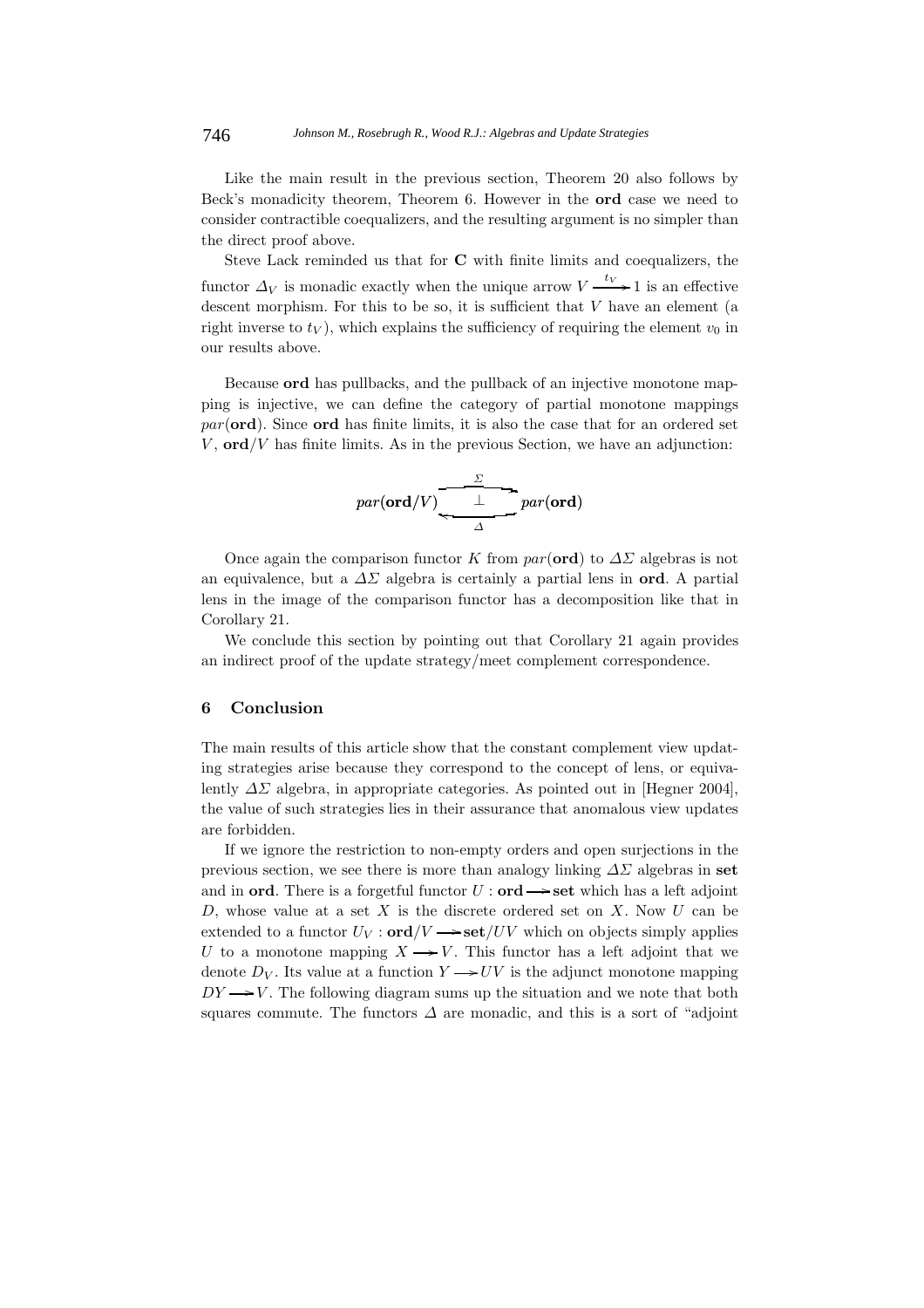Like the main result in the previous section, Theorem 20 also follows by Beck's monadicity theorem, Theorem 6. However in the **ord** case we need to consider contractible coequalizers, and the resulting argument is no simpler than the direct proof above.

Steve Lack reminded us that for **C** with finite limits and coequalizers, the functor $\Delta_V$ is monadic exactly when the unique arrow $V \xrightarrow{t_V} 1$ is an effective descent morphism. For this to be so, it is sufficient that $V$ have an element (a right inverse to $t_V$), which explains the sufficiency of requiring the element $v_0$ in our results above.

Because **ord** has pullbacks, and the pullback of an injective monotone mapping is injective, we can define the category of partial monotone mappings $par(\mathbf{ord})$. Since **ord** has finite limits, it is also the case that for an ordered set $V$, $\mathbf{ord}/V$ has finite limits. As in the previous Section, we have an adjunction:

$$par(\mathbf{ord}/V) \underset{\Delta}{\overset{\Sigma}{\underset{\longleftarrow}{\overset{\longrightarrow}{\bot}}}} par(\mathbf{ord})$$

Once again the comparison functor $K$ from $par(\mathbf{ord})$ to $\Delta\Sigma$ algebras is not an equivalence, but a $\Delta\Sigma$ algebra is certainly a partial lens in **ord**. A partial lens in the image of the comparison functor has a decomposition like that in Corollary 21.

We conclude this section by pointing out that Corollary 21 again provides an indirect proof of the update strategy/meet complement correspondence.

## 6 Conclusion

The main results of this article show that the constant complement view updating strategies arise because they correspond to the concept of lens, or equivalently $\Delta\Sigma$ algebra, in appropriate categories. As pointed out in [Hegner 2004], the value of such strategies lies in their assurance that anomalous view updates are forbidden.

If we ignore the restriction to non-empty orders and open surjections in the previous section, we see there is more than analogy linking $\Delta\Sigma$ algebras in **set** and in **ord**. There is a forgetful functor $U : \mathbf{ord} \longrightarrow \mathbf{set}$ which has a left adjoint $D$, whose value at a set $X$ is the discrete ordered set on $X$. Now $U$ can be extended to a functor $U_V : \mathbf{ord}/V \longrightarrow \mathbf{set}/UV$ which on objects simply applies $U$ to a monotone mapping $X \longrightarrow V$. This functor has a left adjoint that we denote $D_V$. Its value at a function $Y \longrightarrow UV$ is the adjunct monotone mapping $DY \longrightarrow V$. The following diagram sums up the situation and we note that both squares commute. The functors $\Delta$ are monadic, and this is a sort of "adjoint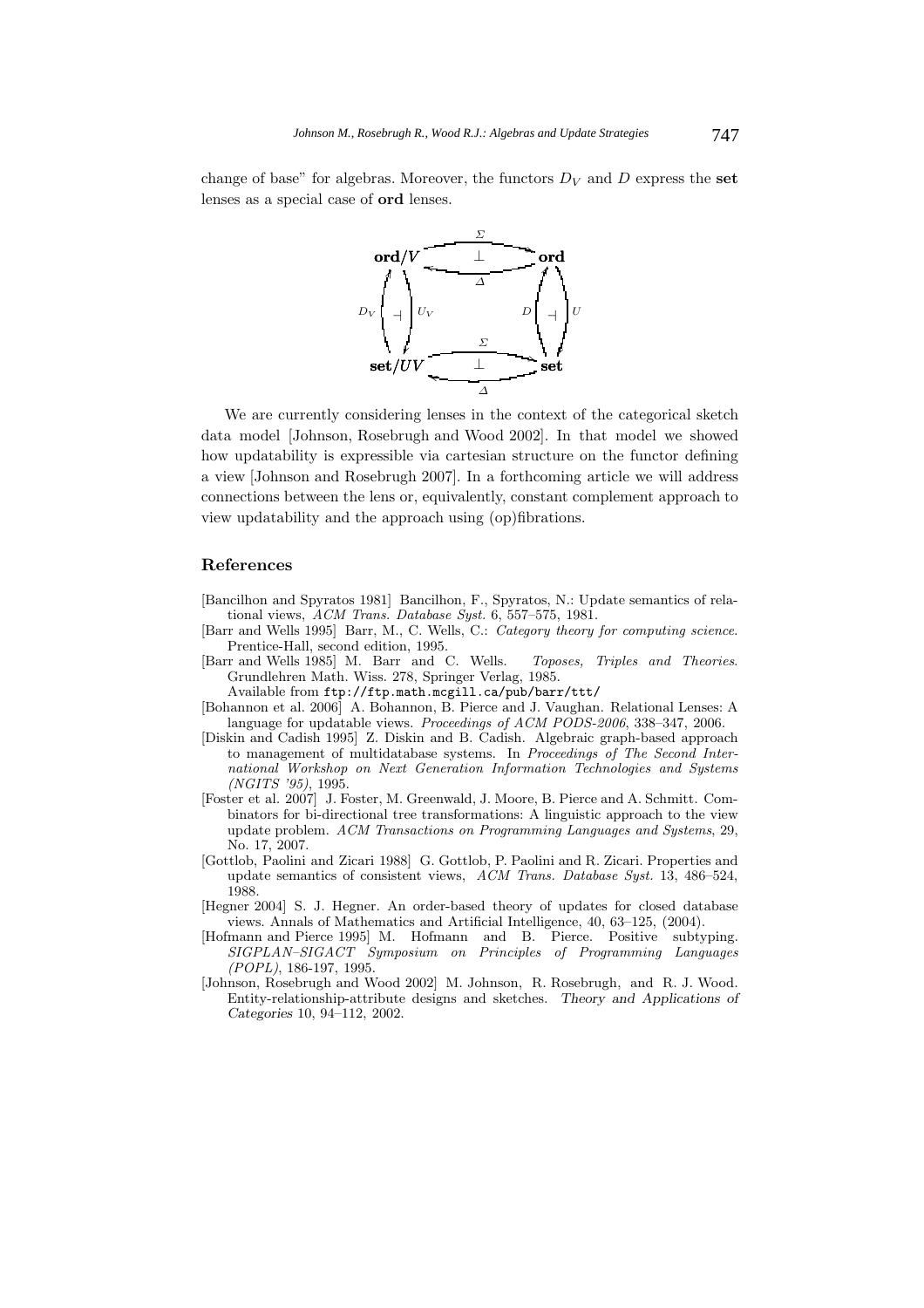change of base" for algebras. Moreover, the functors $D_V$ and $D$ express the **set** lenses as a special case of **ord** lenses.

$$
\begin{array}{ccc}
\mathbf{ord}/V & \underset{\Delta}{\overset{\Sigma}{\rightleftarrows}} \; (\bot) & \mathbf{ord} \\
D_V \uparrow \dashv \downarrow U_V & & D \uparrow \dashv \downarrow U \\
\mathbf{set}/UV & \underset{\Delta}{\overset{\Sigma}{\rightleftarrows}} \; (\bot) & \mathbf{set}
\end{array}
$$

We are currently considering lenses in the context of the categorical sketch data model [Johnson, Rosebrugh and Wood 2002]. In that model we showed how updatability is expressible via cartesian structure on the functor defining a view [Johnson and Rosebrugh 2007]. In a forthcoming article we will address connections between the lens or, equivalently, constant complement approach to view updatability and the approach using (op)fibrations.

## References

[Bancilhon and Spyratos 1981] Bancilhon, F., Spyratos, N.: Update semantics of relational views, *ACM Trans. Database Syst.* 6, 557–575, 1981.

[Barr and Wells 1995] Barr, M., C. Wells, C.: *Category theory for computing science*. Prentice-Hall, second edition, 1995.

[Barr and Wells 1985] M. Barr and C. Wells. *Toposes, Triples and Theories*. Grundlehren Math. Wiss. 278, Springer Verlag, 1985. Available from `ftp://ftp.math.mcgill.ca/pub/barr/ttt/`

[Bohannon et al. 2006] A. Bohannon, B. Pierce and J. Vaughan. Relational Lenses: A language for updatable views. *Proceedings of ACM PODS-2006*, 338–347, 2006.

[Diskin and Cadish 1995] Z. Diskin and B. Cadish. Algebraic graph-based approach to management of multidatabase systems. In *Proceedings of The Second International Workshop on Next Generation Information Technologies and Systems (NGITS '95)*, 1995.

[Foster et al. 2007] J. Foster, M. Greenwald, J. Moore, B. Pierce and A. Schmitt. Combinators for bi-directional tree transformations: A linguistic approach to the view update problem. *ACM Transactions on Programming Languages and Systems*, 29, No. 17, 2007.

[Gottlob, Paolini and Zicari 1988] G. Gottlob, P. Paolini and R. Zicari. Properties and update semantics of consistent views, *ACM Trans. Database Syst.* 13, 486–524, 1988.

[Hegner 2004] S. J. Hegner. An order-based theory of updates for closed database views. Annals of Mathematics and Artificial Intelligence, 40, 63–125, (2004).

[Hofmann and Pierce 1995] M. Hofmann and B. Pierce. Positive subtyping. *SIGPLAN–SIGACT Symposium on Principles of Programming Languages (POPL)*, 186-197, 1995.

[Johnson, Rosebrugh and Wood 2002] M. Johnson, R. Rosebrugh, and R. J. Wood. Entity-relationship-attribute designs and sketches. *Theory and Applications of Categories* 10, 94–112, 2002.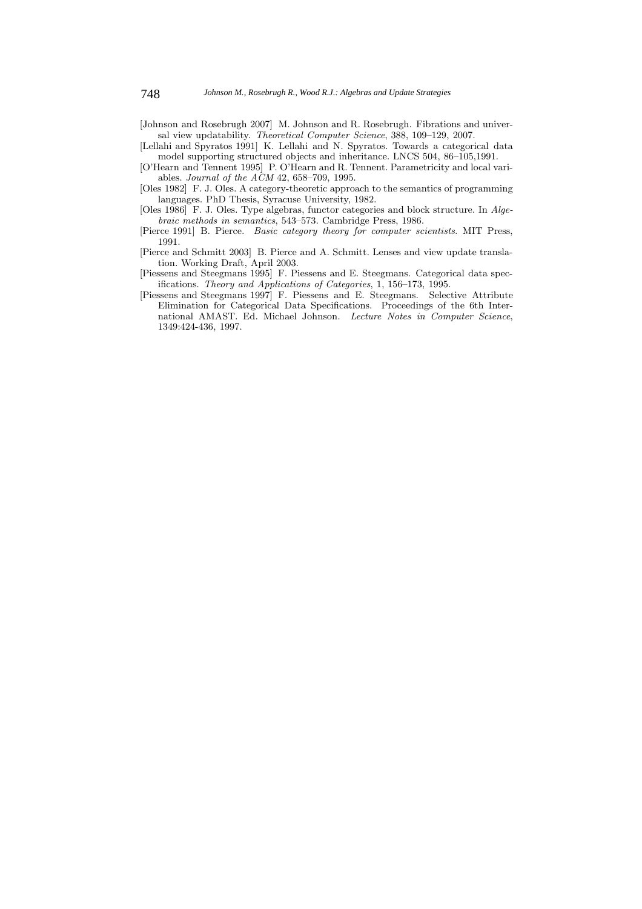[Johnson and Rosebrugh 2007] M. Johnson and R. Rosebrugh. Fibrations and universal view updatability. *Theoretical Computer Science*, 388, 109–129, 2007.

[Lellahi and Spyratos 1991] K. Lellahi and N. Spyratos. Towards a categorical data model supporting structured objects and inheritance. LNCS 504, 86–105,1991.

[O'Hearn and Tennent 1995] P. O'Hearn and R. Tennent. Parametricity and local variables. *Journal of the ACM* 42, 658–709, 1995.

[Oles 1982] F. J. Oles. A category-theoretic approach to the semantics of programming languages. PhD Thesis, Syracuse University, 1982.

[Oles 1986] F. J. Oles. Type algebras, functor categories and block structure. In *Algebraic methods in semantics*, 543–573. Cambridge Press, 1986.

[Pierce 1991] B. Pierce. *Basic category theory for computer scientists*. MIT Press, 1991.

[Pierce and Schmitt 2003] B. Pierce and A. Schmitt. Lenses and view update translation. Working Draft, April 2003.

[Piessens and Steegmans 1995] F. Piessens and E. Steegmans. Categorical data specifications. *Theory and Applications of Categories*, 1, 156–173, 1995.

[Piessens and Steegmans 1997] F. Piessens and E. Steegmans. Selective Attribute Elimination for Categorical Data Specifications. Proceedings of the 6th International AMAST. Ed. Michael Johnson. *Lecture Notes in Computer Science*, 1349:424-436, 1997.